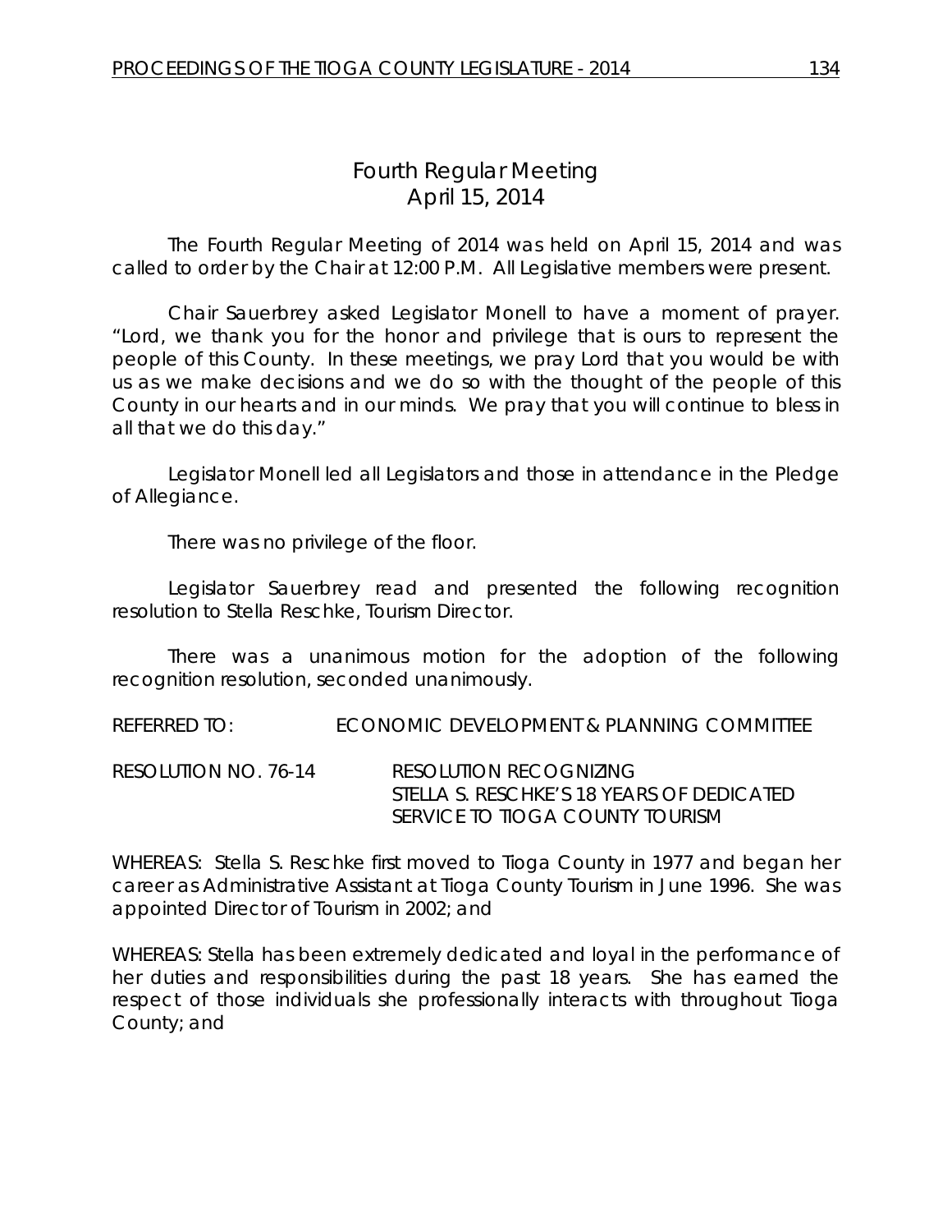# Fourth Regular Meeting
## April 15, 2014

The Fourth Regular Meeting of 2014 was held on April 15, 2014 and was called to order by the Chair at 12:00 P.M. All Legislative members were present.

Chair Sauerbrey asked Legislator Monell to have a moment of prayer. "Lord, we thank you for the honor and privilege that is ours to represent the people of this County. In these meetings, we pray Lord that you would be with us as we make decisions and we do so with the thought of the people of this County in our hearts and in our minds. We pray that you will continue to bless in all that we do this day."

Legislator Monell led all Legislators and those in attendance in the Pledge of Allegiance.

There was no privilege of the floor.

Legislator Sauerbrey read and presented the following recognition resolution to Stella Reschke, Tourism Director.

There was a unanimous motion for the adoption of the following recognition resolution, seconded unanimously.

REFERRED TO: ECONOMIC DEVELOPMENT & PLANNING COMMITTEE

RESOLUTION NO. 76-14 RESOLUTION RECOGNIZING STELLA S. RESCHKE'S 18 YEARS OF DEDICATED SERVICE TO TIOGA COUNTY TOURISM

WHEREAS: Stella S. Reschke first moved to Tioga County in 1977 and began her career as Administrative Assistant at Tioga County Tourism in June 1996. She was appointed Director of Tourism in 2002; and

WHEREAS: Stella has been extremely dedicated and loyal in the performance of her duties and responsibilities during the past 18 years. She has earned the respect of those individuals she professionally interacts with throughout Tioga County; and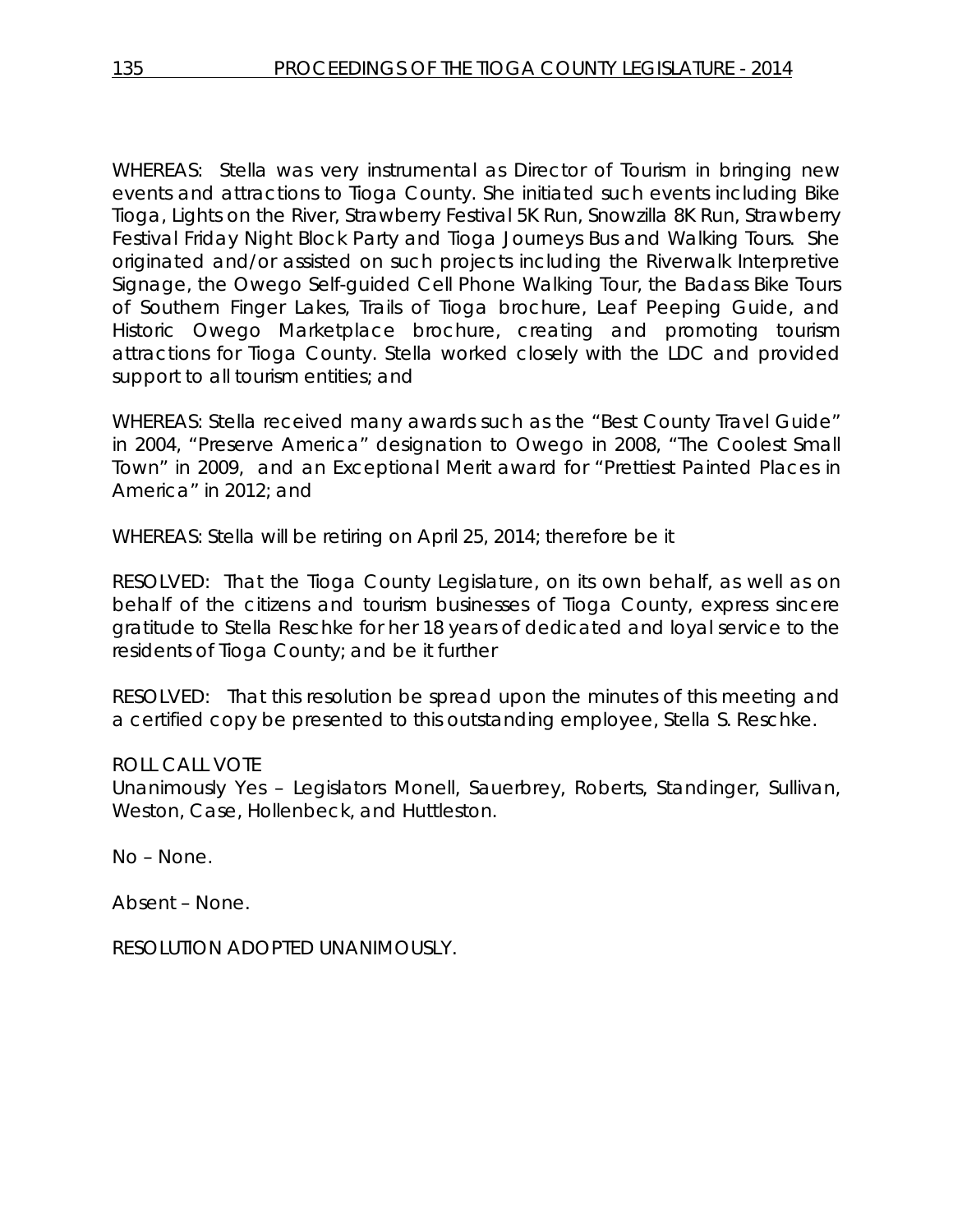WHEREAS: Stella was very instrumental as Director of Tourism in bringing new events and attractions to Tioga County. She initiated such events including Bike Tioga, Lights on the River, Strawberry Festival 5K Run, Snowzilla 8K Run, Strawberry Festival Friday Night Block Party and Tioga Journeys Bus and Walking Tours. She originated and/or assisted on such projects including the Riverwalk Interpretive Signage, the Owego Self-guided Cell Phone Walking Tour, the Badass Bike Tours of Southern Finger Lakes, Trails of Tioga brochure, Leaf Peeping Guide, and Historic Owego Marketplace brochure, creating and promoting tourism attractions for Tioga County. Stella worked closely with the LDC and provided support to all tourism entities; and

WHEREAS: Stella received many awards such as the "Best County Travel Guide" in 2004, "Preserve America" designation to Owego in 2008, "The Coolest Small Town" in 2009, and an Exceptional Merit award for "Prettiest Painted Places in America" in 2012; and

WHEREAS: Stella will be retiring on April 25, 2014; therefore be it

RESOLVED: That the Tioga County Legislature, on its own behalf, as well as on behalf of the citizens and tourism businesses of Tioga County, express sincere gratitude to Stella Reschke for her 18 years of dedicated and loyal service to the residents of Tioga County; and be it further

RESOLVED: That this resolution be spread upon the minutes of this meeting and a certified copy be presented to this outstanding employee, Stella S. Reschke.

ROLL CALL VOTE
Unanimously Yes – Legislators Monell, Sauerbrey, Roberts, Standinger, Sullivan, Weston, Case, Hollenbeck, and Huttleston.

No – None.

Absent – None.

RESOLUTION ADOPTED UNANIMOUSLY.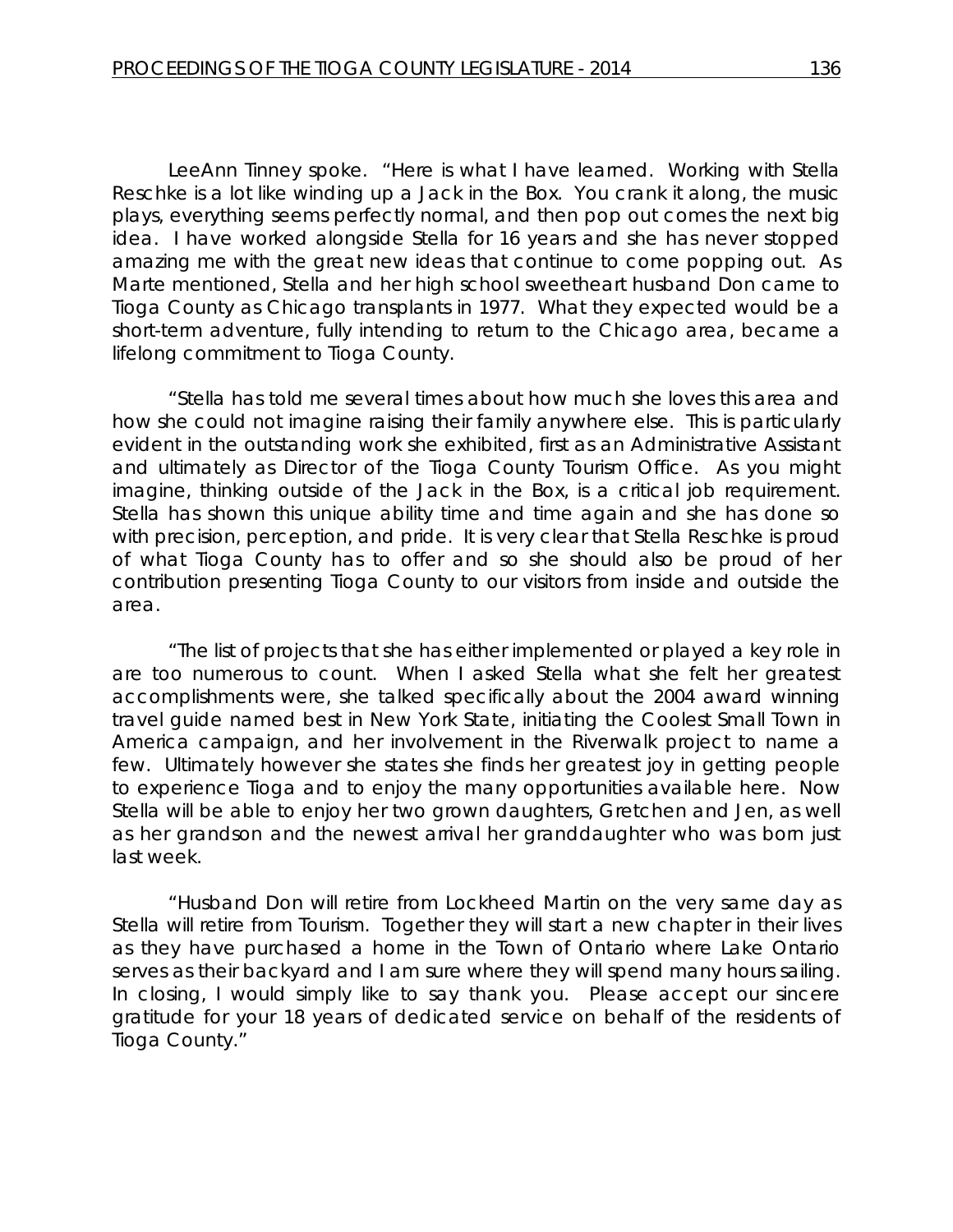LeeAnn Tinney spoke. "Here is what I have learned. Working with Stella Reschke is a lot like winding up a Jack in the Box. You crank it along, the music plays, everything seems perfectly normal, and then pop out comes the next big idea. I have worked alongside Stella for 16 years and she has never stopped amazing me with the great new ideas that continue to come popping out. As Marte mentioned, Stella and her high school sweetheart husband Don came to Tioga County as Chicago transplants in 1977. What they expected would be a short-term adventure, fully intending to return to the Chicago area, became a lifelong commitment to Tioga County.

"Stella has told me several times about how much she loves this area and how she could not imagine raising their family anywhere else. This is particularly evident in the outstanding work she exhibited, first as an Administrative Assistant and ultimately as Director of the Tioga County Tourism Office. As you might imagine, thinking outside of the Jack in the Box, is a critical job requirement. Stella has shown this unique ability time and time again and she has done so with precision, perception, and pride. It is very clear that Stella Reschke is proud of what Tioga County has to offer and so she should also be proud of her contribution presenting Tioga County to our visitors from inside and outside the area.

"The list of projects that she has either implemented or played a key role in are too numerous to count. When I asked Stella what she felt her greatest accomplishments were, she talked specifically about the 2004 award winning travel guide named best in New York State, initiating the Coolest Small Town in America campaign, and her involvement in the Riverwalk project to name a few. Ultimately however she states she finds her greatest joy in getting people to experience Tioga and to enjoy the many opportunities available here. Now Stella will be able to enjoy her two grown daughters, Gretchen and Jen, as well as her grandson and the newest arrival her granddaughter who was born just last week.

"Husband Don will retire from Lockheed Martin on the very same day as Stella will retire from Tourism. Together they will start a new chapter in their lives as they have purchased a home in the Town of Ontario where Lake Ontario serves as their backyard and I am sure where they will spend many hours sailing. In closing, I would simply like to say thank you. Please accept our sincere gratitude for your 18 years of dedicated service on behalf of the residents of Tioga County."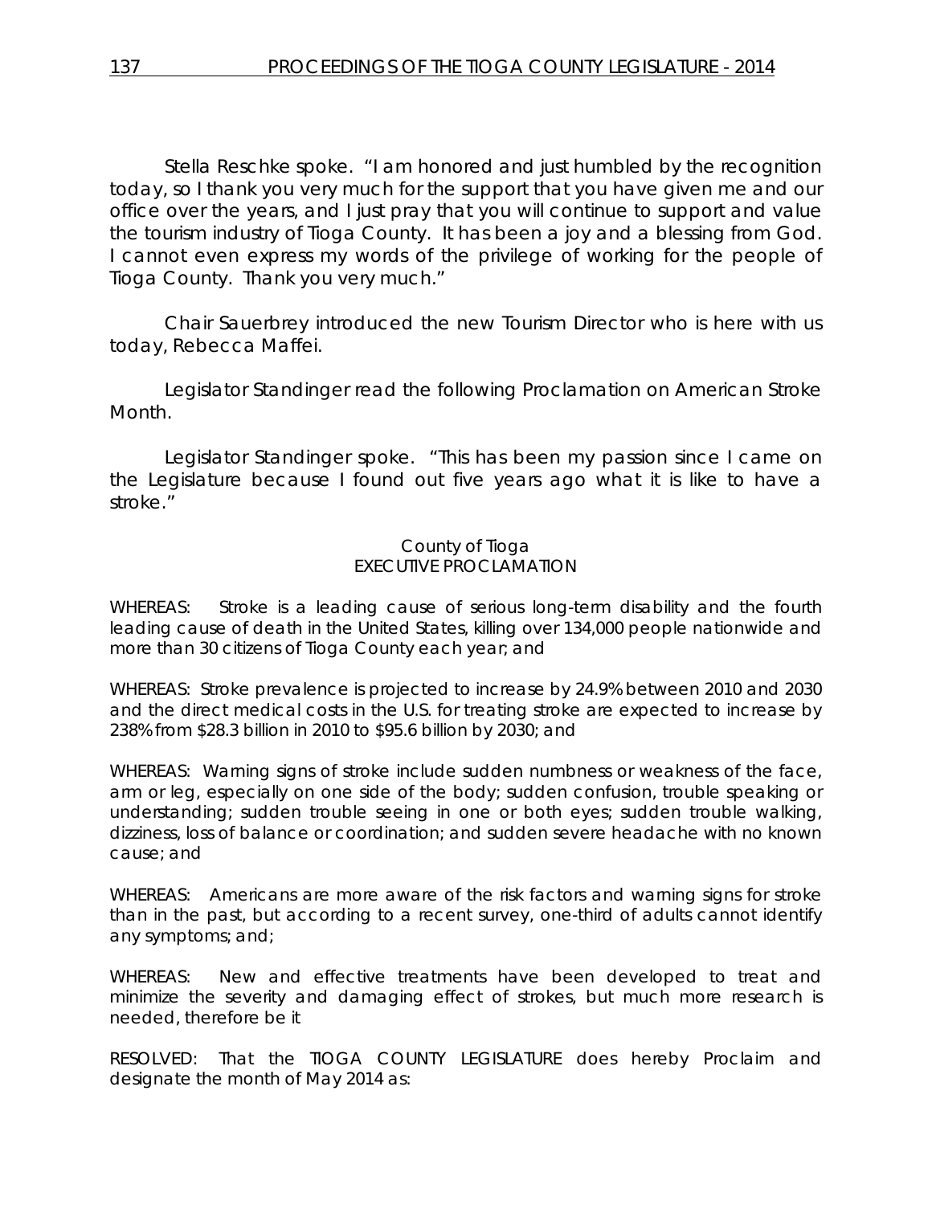Stella Reschke spoke. "I am honored and just humbled by the recognition today, so I thank you very much for the support that you have given me and our office over the years, and I just pray that you will continue to support and value the tourism industry of Tioga County. It has been a joy and a blessing from God. I cannot even express my words of the privilege of working for the people of Tioga County. Thank you very much."

Chair Sauerbrey introduced the new Tourism Director who is here with us today, Rebecca Maffei.

Legislator Standinger read the following Proclamation on American Stroke Month.

Legislator Standinger spoke. "This has been my passion since I came on the Legislature because I found out five years ago what it is like to have a stroke."

County of Tioga
EXECUTIVE PROCLAMATION

WHEREAS: Stroke is a leading cause of serious long-term disability and the fourth leading cause of death in the United States, killing over 134,000 people nationwide and more than 30 citizens of Tioga County each year; and

WHEREAS: Stroke prevalence is projected to increase by 24.9% between 2010 and 2030 and the direct medical costs in the U.S. for treating stroke are expected to increase by 238% from $28.3 billion in 2010 to $95.6 billion by 2030; and

WHEREAS: Warning signs of stroke include sudden numbness or weakness of the face, arm or leg, especially on one side of the body; sudden confusion, trouble speaking or understanding; sudden trouble seeing in one or both eyes; sudden trouble walking, dizziness, loss of balance or coordination; and sudden severe headache with no known cause; and

WHEREAS: Americans are more aware of the risk factors and warning signs for stroke than in the past, but according to a recent survey, one-third of adults cannot identify any symptoms; and;

WHEREAS: New and effective treatments have been developed to treat and minimize the severity and damaging effect of strokes, but much more research is needed, therefore be it

RESOLVED: That the TIOGA COUNTY LEGISLATURE does hereby Proclaim and designate the month of May 2014 as: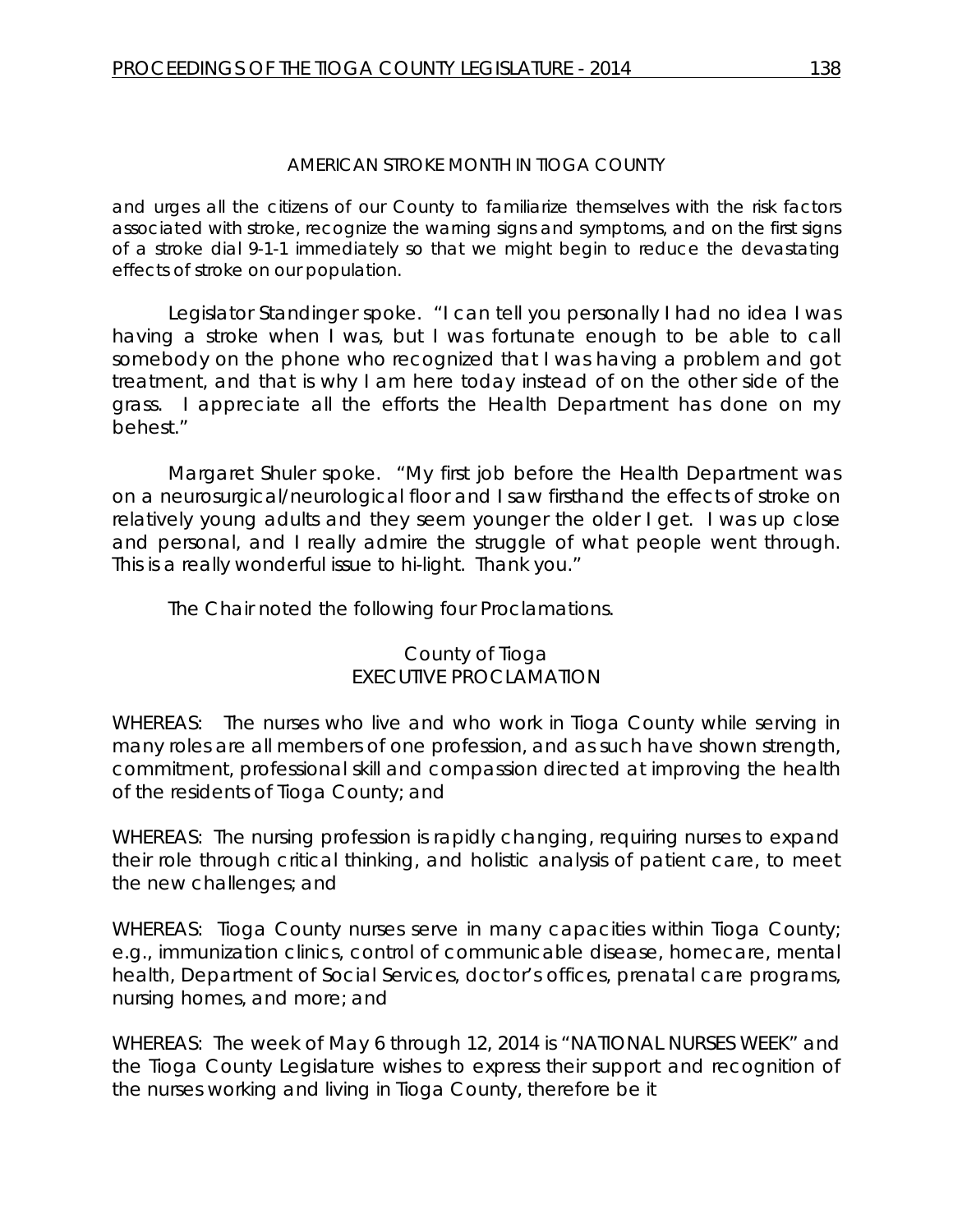AMERICAN STROKE MONTH IN TIOGA COUNTY

and urges all the citizens of our County to familiarize themselves with the risk factors associated with stroke, recognize the warning signs and symptoms, and on the first signs of a stroke dial 9-1-1 immediately so that we might begin to reduce the devastating effects of stroke on our population.

Legislator Standinger spoke. "I can tell you personally I had no idea I was having a stroke when I was, but I was fortunate enough to be able to call somebody on the phone who recognized that I was having a problem and got treatment, and that is why I am here today instead of on the other side of the grass. I appreciate all the efforts the Health Department has done on my behest."

Margaret Shuler spoke. "My first job before the Health Department was on a neurosurgical/neurological floor and I saw firsthand the effects of stroke on relatively young adults and they seem younger the older I get. I was up close and personal, and I really admire the struggle of what people went through. This is a really wonderful issue to hi-light. Thank you."

The Chair noted the following four Proclamations.

County of Tioga
EXECUTIVE PROCLAMATION

WHEREAS: The nurses who live and who work in Tioga County while serving in many roles are all members of one profession, and as such have shown strength, commitment, professional skill and compassion directed at improving the health of the residents of Tioga County; and

WHEREAS: The nursing profession is rapidly changing, requiring nurses to expand their role through critical thinking, and holistic analysis of patient care, to meet the new challenges; and

WHEREAS: Tioga County nurses serve in many capacities within Tioga County; e.g., immunization clinics, control of communicable disease, homecare, mental health, Department of Social Services, doctor's offices, prenatal care programs, nursing homes, and more; and

WHEREAS: The week of May 6 through 12, 2014 is "NATIONAL NURSES WEEK" and the Tioga County Legislature wishes to express their support and recognition of the nurses working and living in Tioga County, therefore be it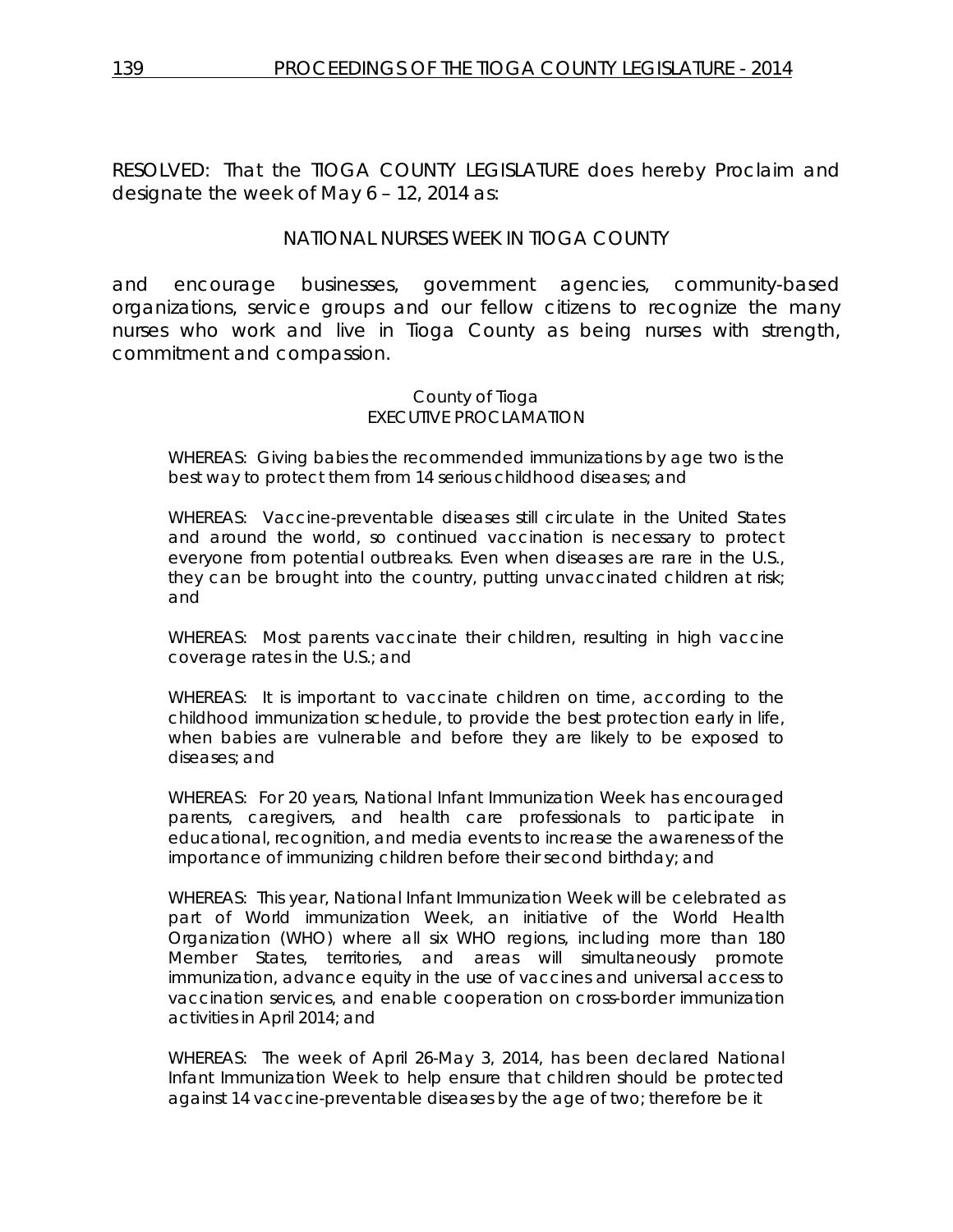RESOLVED: That the TIOGA COUNTY LEGISLATURE does hereby Proclaim and designate the week of May 6 – 12, 2014 as:

NATIONAL NURSES WEEK IN TIOGA COUNTY

and encourage businesses, government agencies, community-based organizations, service groups and our fellow citizens to recognize the many nurses who work and live in Tioga County as being nurses with strength, commitment and compassion.

County of Tioga
EXECUTIVE PROCLAMATION

WHEREAS: Giving babies the recommended immunizations by age two is the best way to protect them from 14 serious childhood diseases; and

WHEREAS: Vaccine-preventable diseases still circulate in the United States and around the world, so continued vaccination is necessary to protect everyone from potential outbreaks. Even when diseases are rare in the U.S., they can be brought into the country, putting unvaccinated children at risk; and

WHEREAS: Most parents vaccinate their children, resulting in high vaccine coverage rates in the U.S.; and

WHEREAS: It is important to vaccinate children on time, according to the childhood immunization schedule, to provide the best protection early in life, when babies are vulnerable and before they are likely to be exposed to diseases; and

WHEREAS: For 20 years, National Infant Immunization Week has encouraged parents, caregivers, and health care professionals to participate in educational, recognition, and media events to increase the awareness of the importance of immunizing children before their second birthday; and

WHEREAS: This year, National Infant Immunization Week will be celebrated as part of World immunization Week, an initiative of the World Health Organization (WHO) where all six WHO regions, including more than 180 Member States, territories, and areas will simultaneously promote immunization, advance equity in the use of vaccines and universal access to vaccination services, and enable cooperation on cross-border immunization activities in April 2014; and

WHEREAS: The week of April 26-May 3, 2014, has been declared National Infant Immunization Week to help ensure that children should be protected against 14 vaccine-preventable diseases by the age of two; therefore be it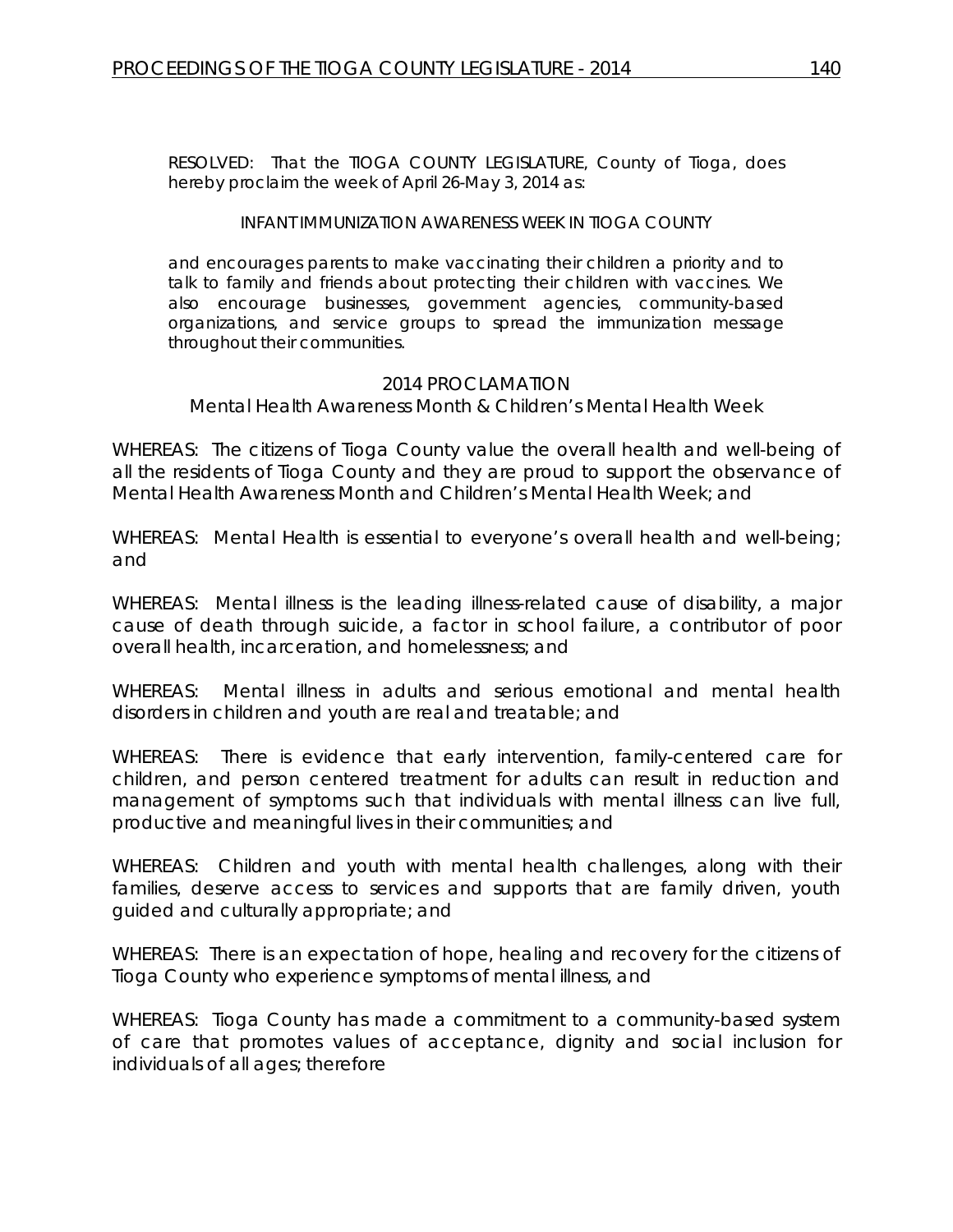RESOLVED: That the TIOGA COUNTY LEGISLATURE, County of Tioga, does hereby proclaim the week of April 26-May 3, 2014 as:

INFANT IMMUNIZATION AWARENESS WEEK IN TIOGA COUNTY

and encourages parents to make vaccinating their children a priority and to talk to family and friends about protecting their children with vaccines. We also encourage businesses, government agencies, community-based organizations, and service groups to spread the immunization message throughout their communities.

2014 PROCLAMATION
Mental Health Awareness Month & Children's Mental Health Week

WHEREAS: The citizens of Tioga County value the overall health and well-being of all the residents of Tioga County and they are proud to support the observance of Mental Health Awareness Month and Children's Mental Health Week; and

WHEREAS: Mental Health is essential to everyone's overall health and well-being; and

WHEREAS: Mental illness is the leading illness-related cause of disability, a major cause of death through suicide, a factor in school failure, a contributor of poor overall health, incarceration, and homelessness; and

WHEREAS: Mental illness in adults and serious emotional and mental health disorders in children and youth are real and treatable; and

WHEREAS: There is evidence that early intervention, family-centered care for children, and person centered treatment for adults can result in reduction and management of symptoms such that individuals with mental illness can live full, productive and meaningful lives in their communities; and

WHEREAS: Children and youth with mental health challenges, along with their families, deserve access to services and supports that are family driven, youth guided and culturally appropriate; and

WHEREAS: There is an expectation of hope, healing and recovery for the citizens of Tioga County who experience symptoms of mental illness, and

WHEREAS: Tioga County has made a commitment to a community-based system of care that promotes values of acceptance, dignity and social inclusion for individuals of all ages; therefore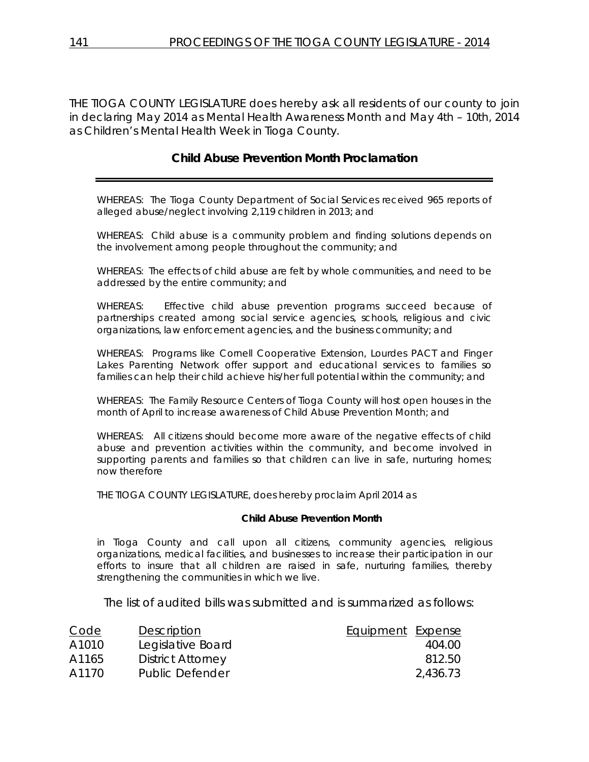THE TIOGA COUNTY LEGISLATURE does hereby ask all residents of our county to join in declaring May 2014 as Mental Health Awareness Month and May 4th – 10th, 2014 as Children's Mental Health Week in Tioga County.

## Child Abuse Prevention Month Proclamation

WHEREAS: The Tioga County Department of Social Services received 965 reports of alleged abuse/neglect involving 2,119 children in 2013; and

WHEREAS: Child abuse is a community problem and finding solutions depends on the involvement among people throughout the community; and

WHEREAS: The effects of child abuse are felt by whole communities, and need to be addressed by the entire community; and

WHEREAS: Effective child abuse prevention programs succeed because of partnerships created among social service agencies, schools, religious and civic organizations, law enforcement agencies, and the business community; and

WHEREAS: Programs like Cornell Cooperative Extension, Lourdes PACT and Finger Lakes Parenting Network offer support and educational services to families so families can help their child achieve his/her full potential within the community; and

WHEREAS: The Family Resource Centers of Tioga County will host open houses in the month of April to increase awareness of Child Abuse Prevention Month; and

WHEREAS: All citizens should become more aware of the negative effects of child abuse and prevention activities within the community, and become involved in supporting parents and families so that children can live in safe, nurturing homes; now therefore

THE TIOGA COUNTY LEGISLATURE, does hereby proclaim April 2014 as

**Child Abuse Prevention Month**

in Tioga County and call upon all citizens, community agencies, religious organizations, medical facilities, and businesses to increase their participation in our efforts to insure that all children are raised in safe, nurturing families, thereby strengthening the communities in which we live.

The list of audited bills was submitted and is summarized as follows:

| Code | Description | Equipment | Expense |
|---|---|---|---|
| A1010 | Legislative Board | | 404.00 |
| A1165 | District Attorney | | 812.50 |
| A1170 | Public Defender | | 2,436.73 |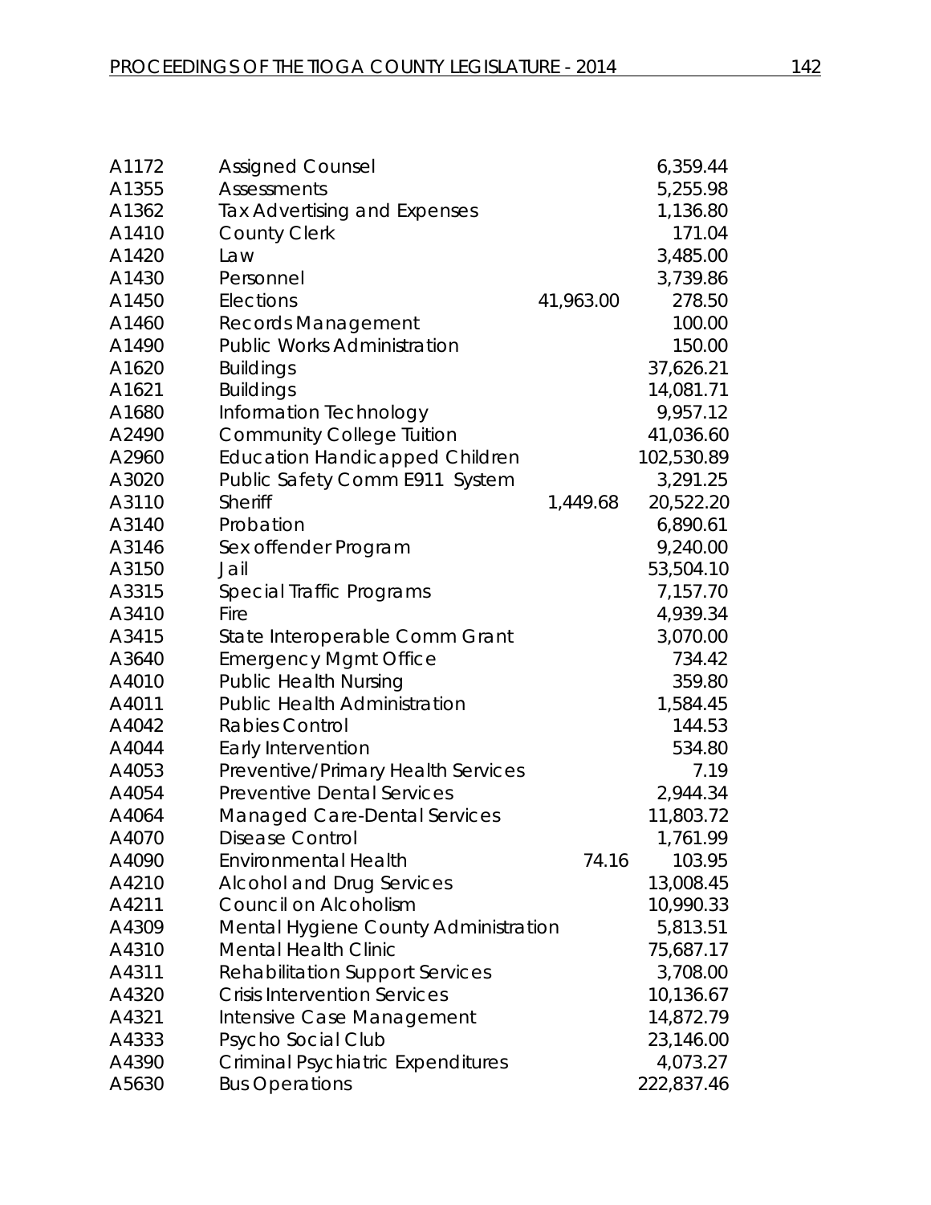| | | | |
|---|---|---|---|
| A1172 | Assigned Counsel | | 6,359.44 |
| A1355 | Assessments | | 5,255.98 |
| A1362 | Tax Advertising and Expenses | | 1,136.80 |
| A1410 | County Clerk | | 171.04 |
| A1420 | Law | | 3,485.00 |
| A1430 | Personnel | | 3,739.86 |
| A1450 | Elections | 41,963.00 | 278.50 |
| A1460 | Records Management | | 100.00 |
| A1490 | Public Works Administration | | 150.00 |
| A1620 | Buildings | | 37,626.21 |
| A1621 | Buildings | | 14,081.71 |
| A1680 | Information Technology | | 9,957.12 |
| A2490 | Community College Tuition | | 41,036.60 |
| A2960 | Education Handicapped Children | | 102,530.89 |
| A3020 | Public Safety Comm E911 System | | 3,291.25 |
| A3110 | Sheriff | 1,449.68 | 20,522.20 |
| A3140 | Probation | | 6,890.61 |
| A3146 | Sex offender Program | | 9,240.00 |
| A3150 | Jail | | 53,504.10 |
| A3315 | Special Traffic Programs | | 7,157.70 |
| A3410 | Fire | | 4,939.34 |
| A3415 | State Interoperable Comm Grant | | 3,070.00 |
| A3640 | Emergency Mgmt Office | | 734.42 |
| A4010 | Public Health Nursing | | 359.80 |
| A4011 | Public Health Administration | | 1,584.45 |
| A4042 | Rabies Control | | 144.53 |
| A4044 | Early Intervention | | 534.80 |
| A4053 | Preventive/Primary Health Services | | 7.19 |
| A4054 | Preventive Dental Services | | 2,944.34 |
| A4064 | Managed Care-Dental Services | | 11,803.72 |
| A4070 | Disease Control | | 1,761.99 |
| A4090 | Environmental Health | 74.16 | 103.95 |
| A4210 | Alcohol and Drug Services | | 13,008.45 |
| A4211 | Council on Alcoholism | | 10,990.33 |
| A4309 | Mental Hygiene County Administration | | 5,813.51 |
| A4310 | Mental Health Clinic | | 75,687.17 |
| A4311 | Rehabilitation Support Services | | 3,708.00 |
| A4320 | Crisis Intervention Services | | 10,136.67 |
| A4321 | Intensive Case Management | | 14,872.79 |
| A4333 | Psycho Social Club | | 23,146.00 |
| A4390 | Criminal Psychiatric Expenditures | | 4,073.27 |
| A5630 | Bus Operations | | 222,837.46 |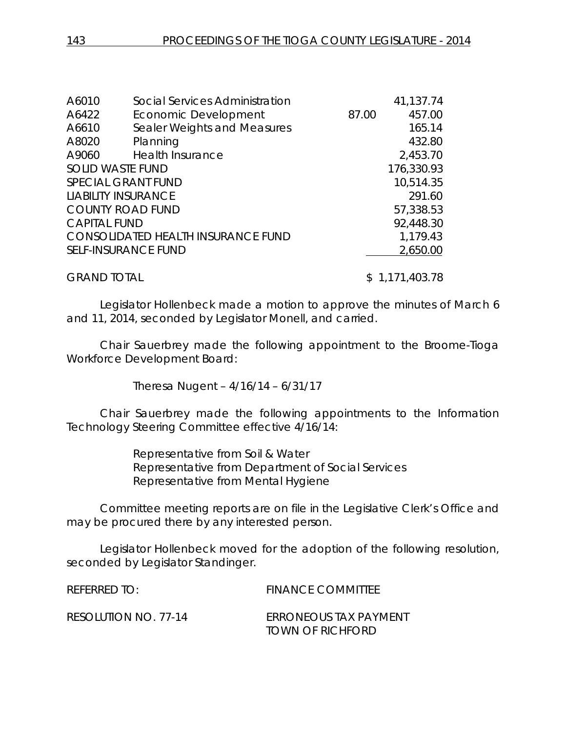| | | | |
|---|---|---|---|
| A6010 | Social Services Administration | | 41,137.74 |
| A6422 | Economic Development | 87.00 | 457.00 |
| A6610 | Sealer Weights and Measures | | 165.14 |
| A8020 | Planning | | 432.80 |
| A9060 | Health Insurance | | 2,453.70 |
| SOLID WASTE FUND | | | 176,330.93 |
| SPECIAL GRANT FUND | | | 10,514.35 |
| LIABILITY INSURANCE | | | 291.60 |
| COUNTY ROAD FUND | | | 57,338.53 |
| CAPITAL FUND | | | 92,448.30 |
| CONSOLIDATED HEALTH INSURANCE FUND | | | 1,179.43 |
| SELF-INSURANCE FUND | | | 2,650.00 |
| GRAND TOTAL | | | $ 1,171,403.78 |

Legislator Hollenbeck made a motion to approve the minutes of March 6 and 11, 2014, seconded by Legislator Monell, and carried.

Chair Sauerbrey made the following appointment to the Broome-Tioga Workforce Development Board:

Theresa Nugent – 4/16/14 – 6/31/17

Chair Sauerbrey made the following appointments to the Information Technology Steering Committee effective 4/16/14:

Representative from Soil & Water
Representative from Department of Social Services
Representative from Mental Hygiene

Committee meeting reports are on file in the Legislative Clerk's Office and may be procured there by any interested person.

Legislator Hollenbeck moved for the adoption of the following resolution, seconded by Legislator Standinger.

REFERRED TO: FINANCE COMMITTEE

RESOLUTION NO. 77-14 ERRONEOUS TAX PAYMENT TOWN OF RICHFORD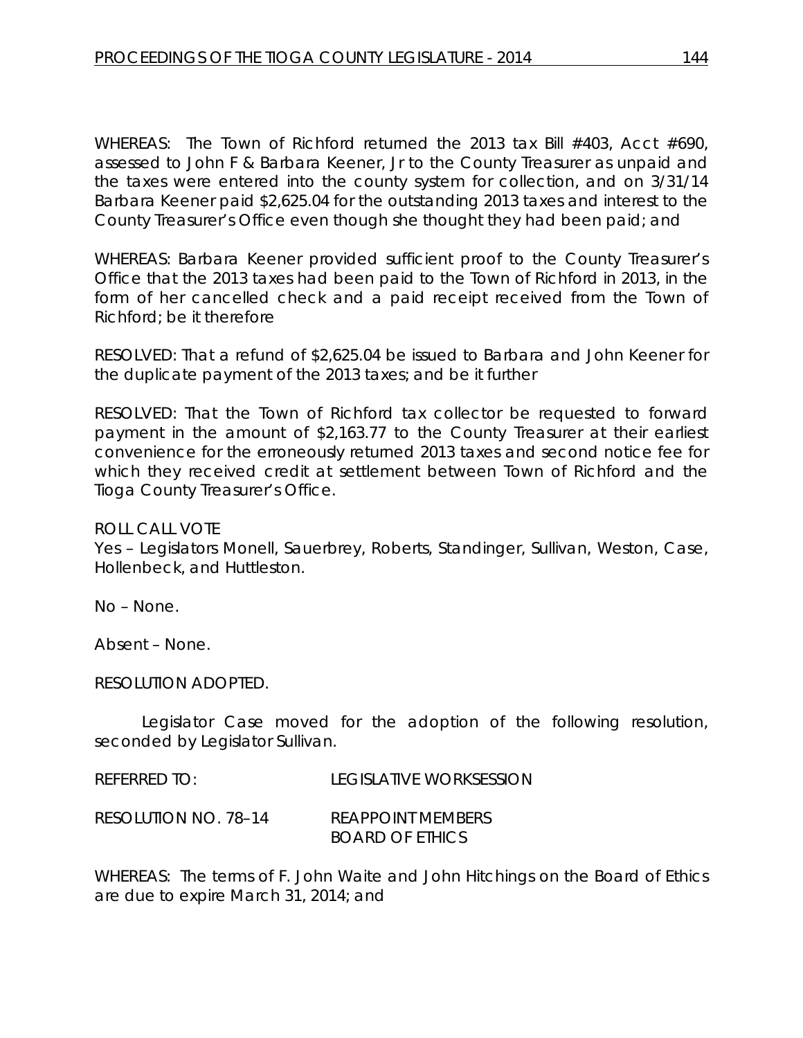WHEREAS: The Town of Richford returned the 2013 tax Bill #403, Acct #690, assessed to John F & Barbara Keener, Jr to the County Treasurer as unpaid and the taxes were entered into the county system for collection, and on 3/31/14 Barbara Keener paid $2,625.04 for the outstanding 2013 taxes and interest to the County Treasurer's Office even though she thought they had been paid; and

WHEREAS: Barbara Keener provided sufficient proof to the County Treasurer's Office that the 2013 taxes had been paid to the Town of Richford in 2013, in the form of her cancelled check and a paid receipt received from the Town of Richford; be it therefore

RESOLVED: That a refund of $2,625.04 be issued to Barbara and John Keener for the duplicate payment of the 2013 taxes; and be it further

RESOLVED: That the Town of Richford tax collector be requested to forward payment in the amount of $2,163.77 to the County Treasurer at their earliest convenience for the erroneously returned 2013 taxes and second notice fee for which they received credit at settlement between Town of Richford and the Tioga County Treasurer's Office.

ROLL CALL VOTE
Yes – Legislators Monell, Sauerbrey, Roberts, Standinger, Sullivan, Weston, Case, Hollenbeck, and Huttleston.

No – None.

Absent – None.

RESOLUTION ADOPTED.

Legislator Case moved for the adoption of the following resolution, seconded by Legislator Sullivan.

REFERRED TO: LEGISLATIVE WORKSESSION

RESOLUTION NO. 78–14 REAPPOINT MEMBERS BOARD OF ETHICS

WHEREAS: The terms of F. John Waite and John Hitchings on the Board of Ethics are due to expire March 31, 2014; and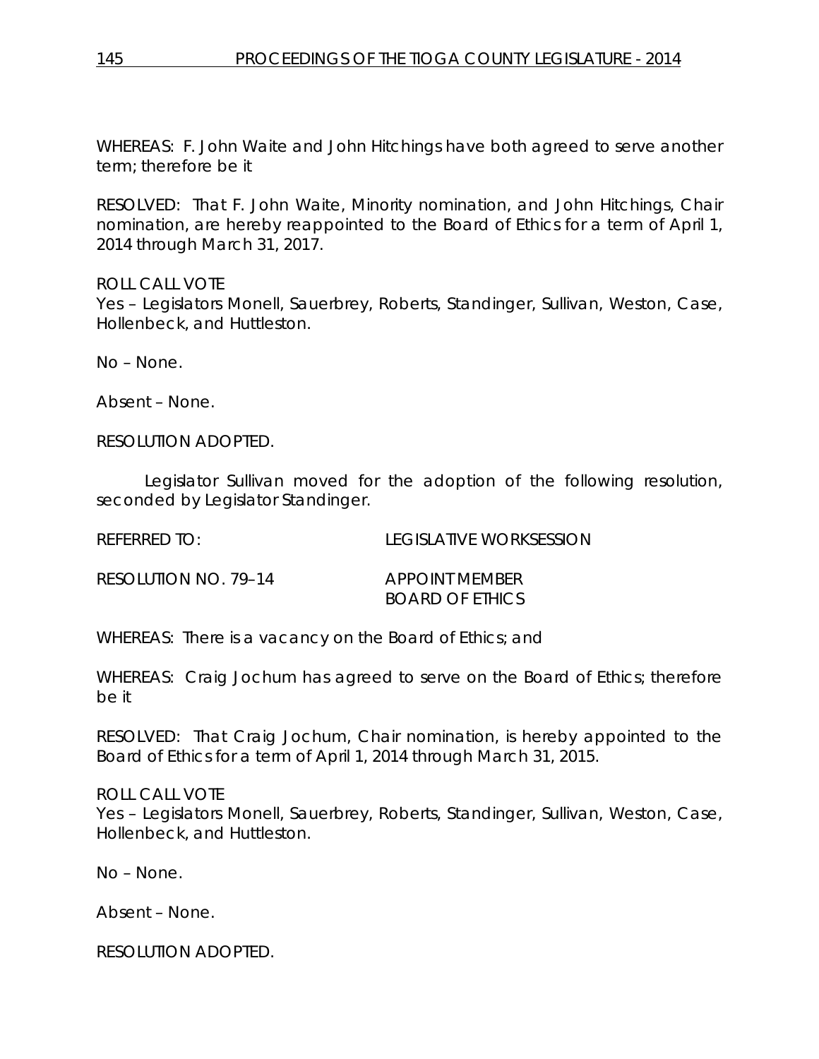WHEREAS: F. John Waite and John Hitchings have both agreed to serve another term; therefore be it

RESOLVED: That F. John Waite, Minority nomination, and John Hitchings, Chair nomination, are hereby reappointed to the Board of Ethics for a term of April 1, 2014 through March 31, 2017.

ROLL CALL VOTE
Yes – Legislators Monell, Sauerbrey, Roberts, Standinger, Sullivan, Weston, Case, Hollenbeck, and Huttleston.

No – None.

Absent – None.

RESOLUTION ADOPTED.

Legislator Sullivan moved for the adoption of the following resolution, seconded by Legislator Standinger.

REFERRED TO: LEGISLATIVE WORKSESSION

RESOLUTION NO. 79–14 APPOINT MEMBER BOARD OF ETHICS

WHEREAS: There is a vacancy on the Board of Ethics; and

WHEREAS: Craig Jochum has agreed to serve on the Board of Ethics; therefore be it

RESOLVED: That Craig Jochum, Chair nomination, is hereby appointed to the Board of Ethics for a term of April 1, 2014 through March 31, 2015.

ROLL CALL VOTE
Yes – Legislators Monell, Sauerbrey, Roberts, Standinger, Sullivan, Weston, Case, Hollenbeck, and Huttleston.

No – None.

Absent – None.

RESOLUTION ADOPTED.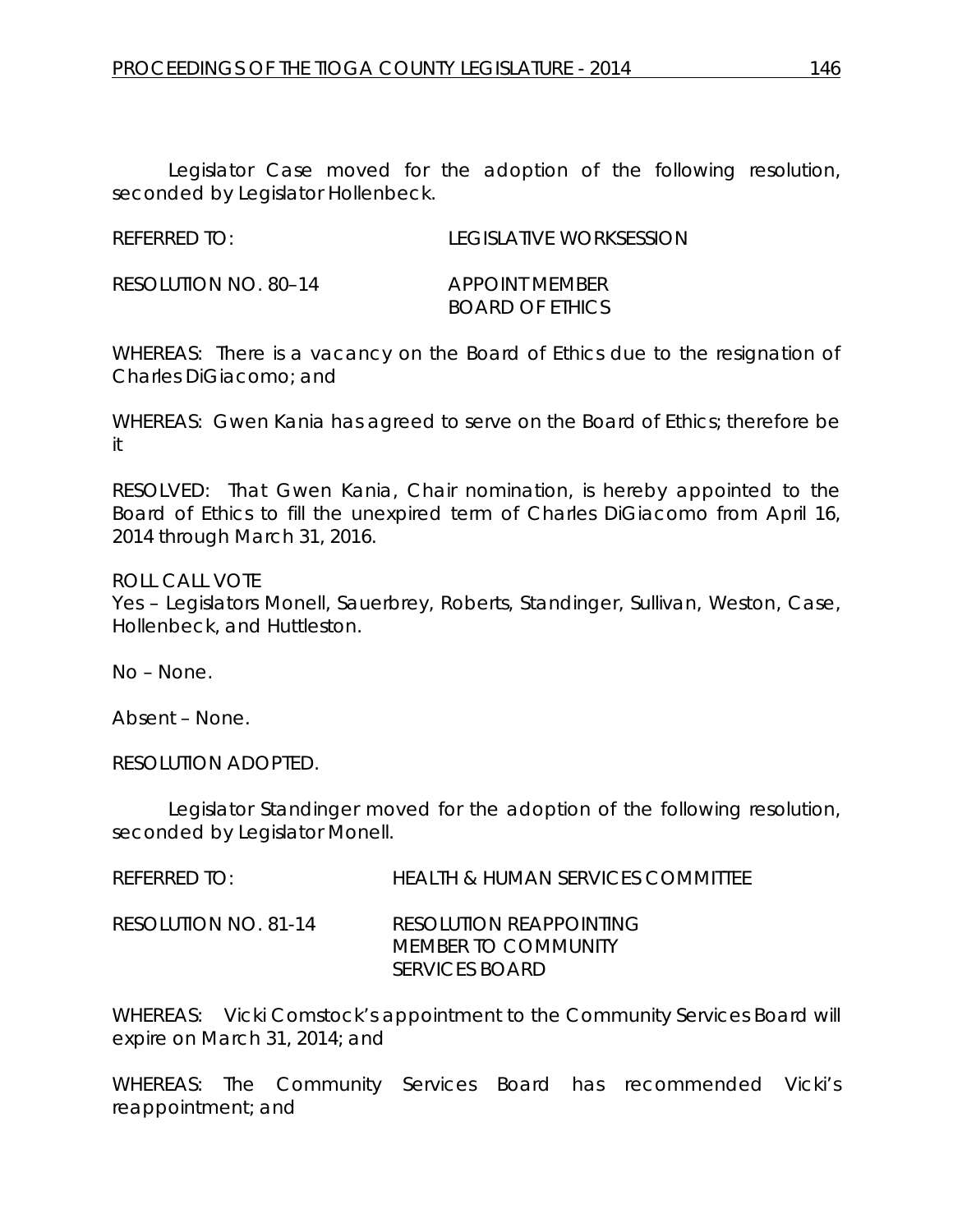Legislator Case moved for the adoption of the following resolution, seconded by Legislator Hollenbeck.

REFERRED TO: LEGISLATIVE WORKSESSION

RESOLUTION NO. 80–14 APPOINT MEMBER BOARD OF ETHICS

WHEREAS: There is a vacancy on the Board of Ethics due to the resignation of Charles DiGiacomo; and

WHEREAS: Gwen Kania has agreed to serve on the Board of Ethics; therefore be it

RESOLVED: That Gwen Kania, Chair nomination, is hereby appointed to the Board of Ethics to fill the unexpired term of Charles DiGiacomo from April 16, 2014 through March 31, 2016.

ROLL CALL VOTE
Yes – Legislators Monell, Sauerbrey, Roberts, Standinger, Sullivan, Weston, Case, Hollenbeck, and Huttleston.

No – None.

Absent – None.

RESOLUTION ADOPTED.

Legislator Standinger moved for the adoption of the following resolution, seconded by Legislator Monell.

REFERRED TO: HEALTH & HUMAN SERVICES COMMITTEE

RESOLUTION NO. 81-14 RESOLUTION REAPPOINTING MEMBER TO COMMUNITY SERVICES BOARD

WHEREAS: Vicki Comstock's appointment to the Community Services Board will expire on March 31, 2014; and

WHEREAS: The Community Services Board has recommended Vicki's reappointment; and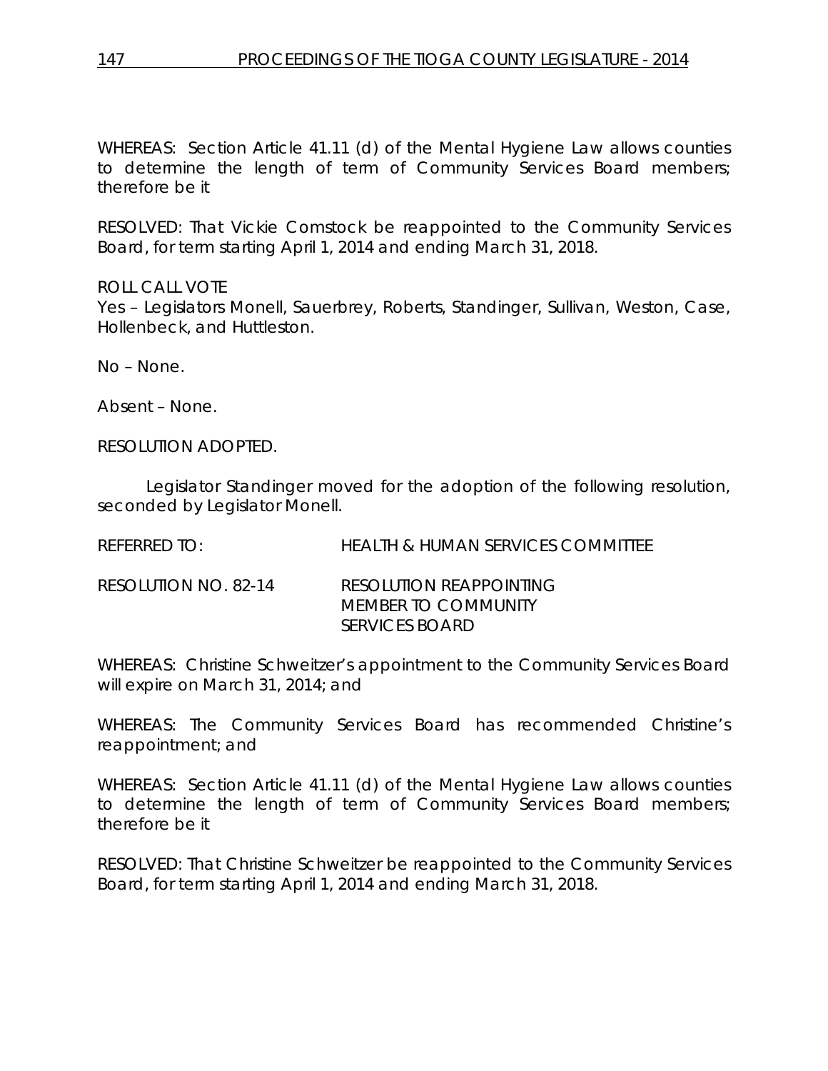WHEREAS: Section Article 41.11 (d) of the Mental Hygiene Law allows counties to determine the length of term of Community Services Board members; therefore be it

RESOLVED: That Vickie Comstock be reappointed to the Community Services Board, for term starting April 1, 2014 and ending March 31, 2018.

ROLL CALL VOTE
Yes – Legislators Monell, Sauerbrey, Roberts, Standinger, Sullivan, Weston, Case, Hollenbeck, and Huttleston.

No – None.

Absent – None.

RESOLUTION ADOPTED.

Legislator Standinger moved for the adoption of the following resolution, seconded by Legislator Monell.

REFERRED TO: HEALTH & HUMAN SERVICES COMMITTEE

RESOLUTION NO. 82-14 RESOLUTION REAPPOINTING MEMBER TO COMMUNITY SERVICES BOARD

WHEREAS: Christine Schweitzer's appointment to the Community Services Board will expire on March 31, 2014; and

WHEREAS: The Community Services Board has recommended Christine's reappointment; and

WHEREAS: Section Article 41.11 (d) of the Mental Hygiene Law allows counties to determine the length of term of Community Services Board members; therefore be it

RESOLVED: That Christine Schweitzer be reappointed to the Community Services Board, for term starting April 1, 2014 and ending March 31, 2018.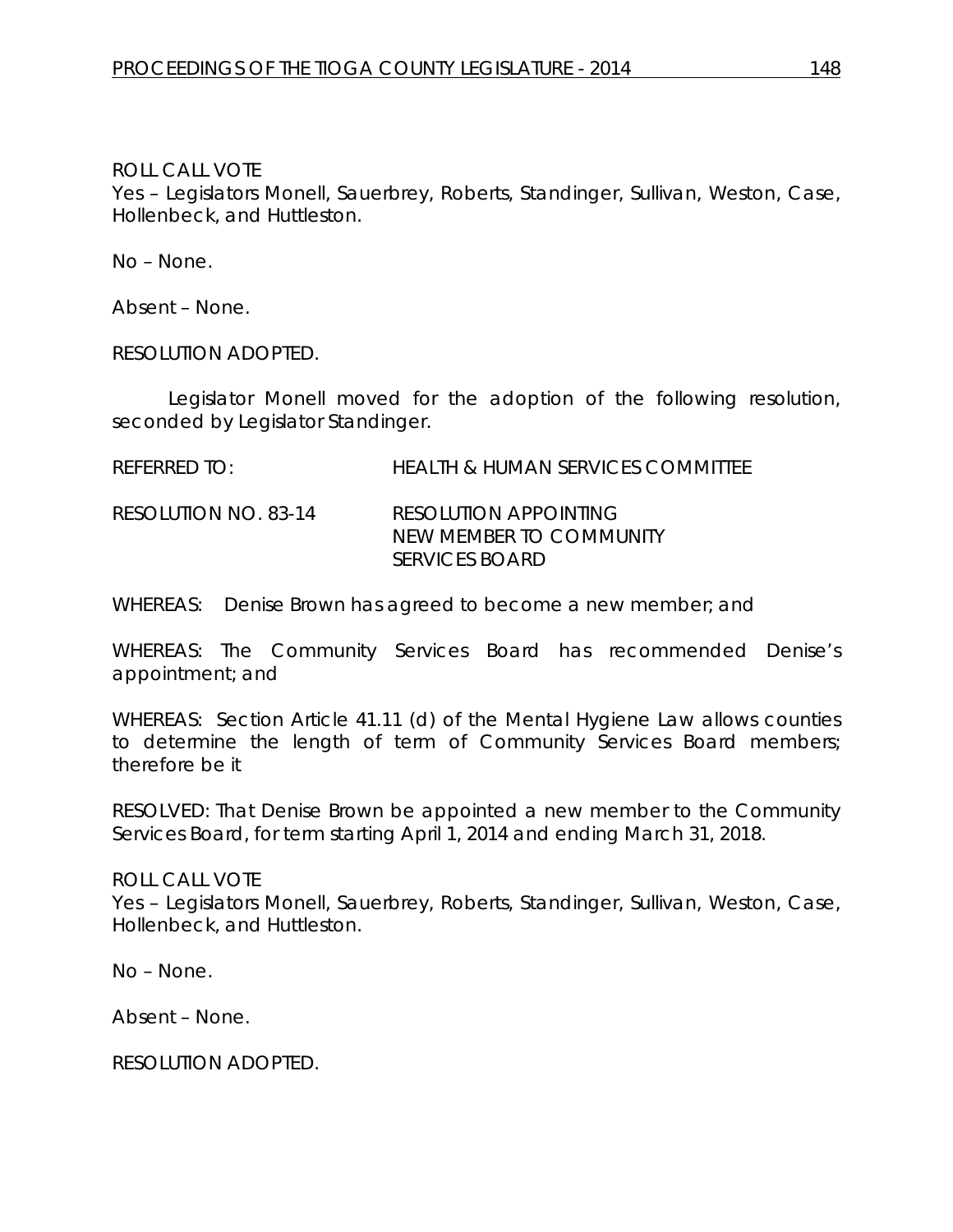ROLL CALL VOTE
Yes – Legislators Monell, Sauerbrey, Roberts, Standinger, Sullivan, Weston, Case, Hollenbeck, and Huttleston.

No – None.

Absent – None.

RESOLUTION ADOPTED.

Legislator Monell moved for the adoption of the following resolution, seconded by Legislator Standinger.

REFERRED TO: HEALTH & HUMAN SERVICES COMMITTEE

RESOLUTION NO. 83-14 RESOLUTION APPOINTING NEW MEMBER TO COMMUNITY SERVICES BOARD

WHEREAS: Denise Brown has agreed to become a new member; and

WHEREAS: The Community Services Board has recommended Denise's appointment; and

WHEREAS: Section Article 41.11 (d) of the Mental Hygiene Law allows counties to determine the length of term of Community Services Board members; therefore be it

RESOLVED: That Denise Brown be appointed a new member to the Community Services Board, for term starting April 1, 2014 and ending March 31, 2018.

ROLL CALL VOTE
Yes – Legislators Monell, Sauerbrey, Roberts, Standinger, Sullivan, Weston, Case, Hollenbeck, and Huttleston.

No – None.

Absent – None.

RESOLUTION ADOPTED.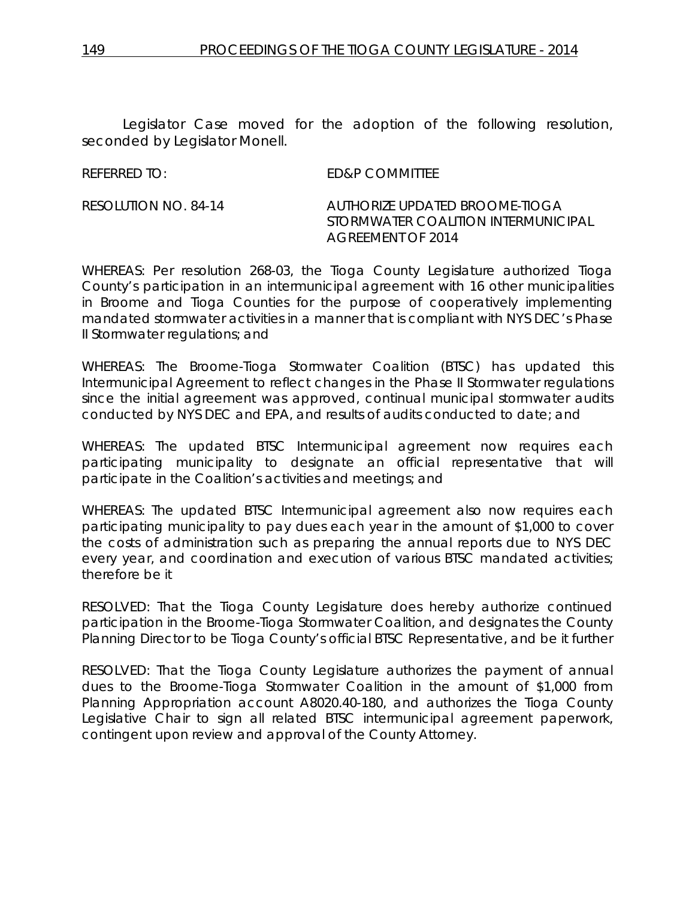Legislator Case moved for the adoption of the following resolution, seconded by Legislator Monell.

REFERRED TO: ED&P COMMITTEE

RESOLUTION NO. 84-14 AUTHORIZE UPDATED BROOME-TIOGA STORMWATER COALITION INTERMUNICIPAL AGREEMENT OF 2014

WHEREAS: Per resolution 268-03, the Tioga County Legislature authorized Tioga County's participation in an intermunicipal agreement with 16 other municipalities in Broome and Tioga Counties for the purpose of cooperatively implementing mandated stormwater activities in a manner that is compliant with NYS DEC's Phase II Stormwater regulations; and

WHEREAS: The Broome-Tioga Stormwater Coalition (BTSC) has updated this Intermunicipal Agreement to reflect changes in the Phase II Stormwater regulations since the initial agreement was approved, continual municipal stormwater audits conducted by NYS DEC and EPA, and results of audits conducted to date; and

WHEREAS: The updated BTSC Intermunicipal agreement now requires each participating municipality to designate an official representative that will participate in the Coalition's activities and meetings; and

WHEREAS: The updated BTSC Intermunicipal agreement also now requires each participating municipality to pay dues each year in the amount of $1,000 to cover the costs of administration such as preparing the annual reports due to NYS DEC every year, and coordination and execution of various BTSC mandated activities; therefore be it

RESOLVED: That the Tioga County Legislature does hereby authorize continued participation in the Broome-Tioga Stormwater Coalition, and designates the County Planning Director to be Tioga County's official BTSC Representative, and be it further

RESOLVED: That the Tioga County Legislature authorizes the payment of annual dues to the Broome-Tioga Stormwater Coalition in the amount of $1,000 from Planning Appropriation account A8020.40-180, and authorizes the Tioga County Legislative Chair to sign all related BTSC intermunicipal agreement paperwork, contingent upon review and approval of the County Attorney.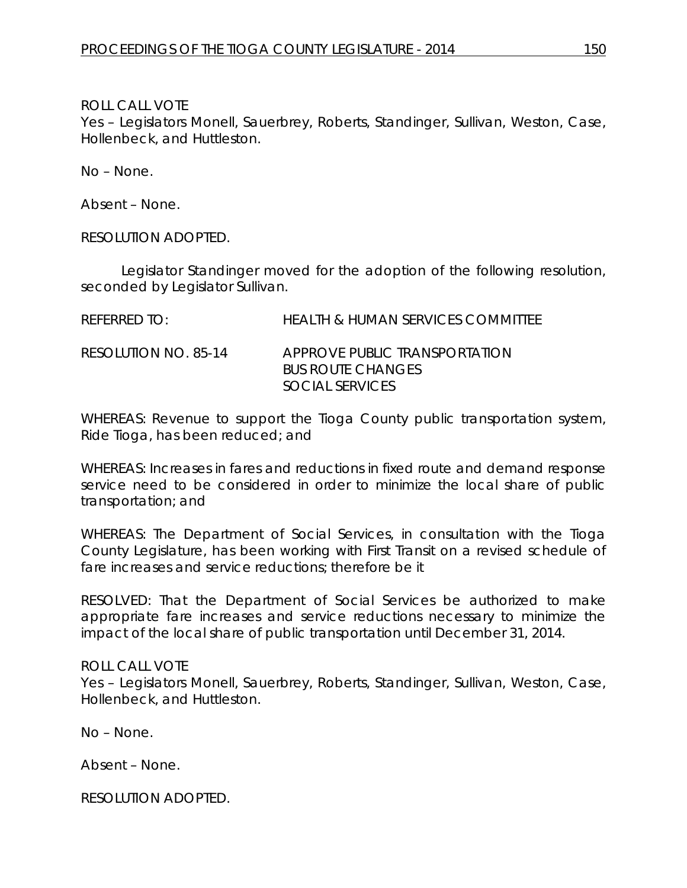ROLL CALL VOTE
Yes – Legislators Monell, Sauerbrey, Roberts, Standinger, Sullivan, Weston, Case, Hollenbeck, and Huttleston.

No – None.

Absent – None.

RESOLUTION ADOPTED.

Legislator Standinger moved for the adoption of the following resolution, seconded by Legislator Sullivan.

REFERRED TO: HEALTH & HUMAN SERVICES COMMITTEE

RESOLUTION NO. 85-14 APPROVE PUBLIC TRANSPORTATION BUS ROUTE CHANGES SOCIAL SERVICES

WHEREAS: Revenue to support the Tioga County public transportation system, Ride Tioga, has been reduced; and

WHEREAS: Increases in fares and reductions in fixed route and demand response service need to be considered in order to minimize the local share of public transportation; and

WHEREAS: The Department of Social Services, in consultation with the Tioga County Legislature, has been working with First Transit on a revised schedule of fare increases and service reductions; therefore be it

RESOLVED: That the Department of Social Services be authorized to make appropriate fare increases and service reductions necessary to minimize the impact of the local share of public transportation until December 31, 2014.

ROLL CALL VOTE
Yes – Legislators Monell, Sauerbrey, Roberts, Standinger, Sullivan, Weston, Case, Hollenbeck, and Huttleston.

No – None.

Absent – None.

RESOLUTION ADOPTED.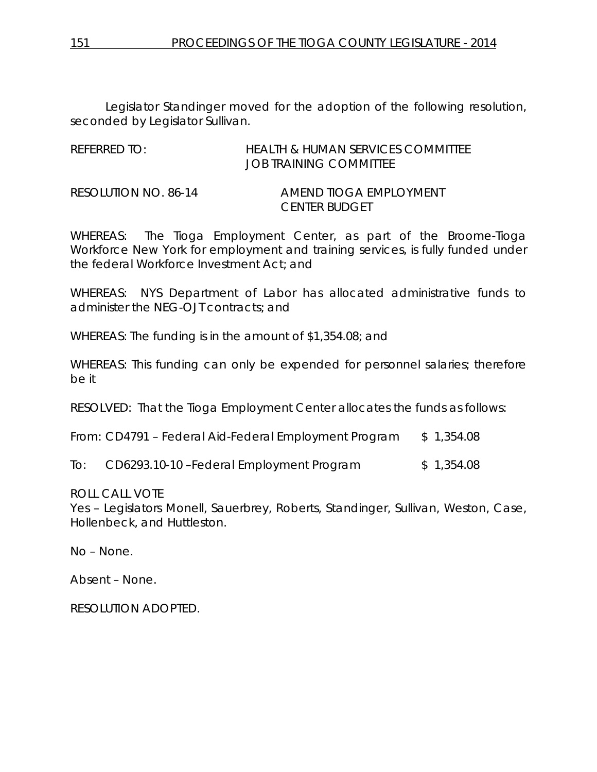Legislator Standinger moved for the adoption of the following resolution, seconded by Legislator Sullivan.

REFERRED TO: HEALTH & HUMAN SERVICES COMMITTEE
JOB TRAINING COMMITTEE

RESOLUTION NO. 86-14 AMEND TIOGA EMPLOYMENT CENTER BUDGET

WHEREAS: The Tioga Employment Center, as part of the Broome-Tioga Workforce New York for employment and training services, is fully funded under the federal Workforce Investment Act; and

WHEREAS: NYS Department of Labor has allocated administrative funds to administer the NEG-OJT contracts; and

WHEREAS: The funding is in the amount of $1,354.08; and

WHEREAS: This funding can only be expended for personnel salaries; therefore be it

RESOLVED: That the Tioga Employment Center allocates the funds as follows:

From: CD4791 – Federal Aid-Federal Employment Program $ 1,354.08

To: CD6293.10-10 –Federal Employment Program $ 1,354.08

ROLL CALL VOTE
Yes – Legislators Monell, Sauerbrey, Roberts, Standinger, Sullivan, Weston, Case, Hollenbeck, and Huttleston.

No – None.

Absent – None.

RESOLUTION ADOPTED.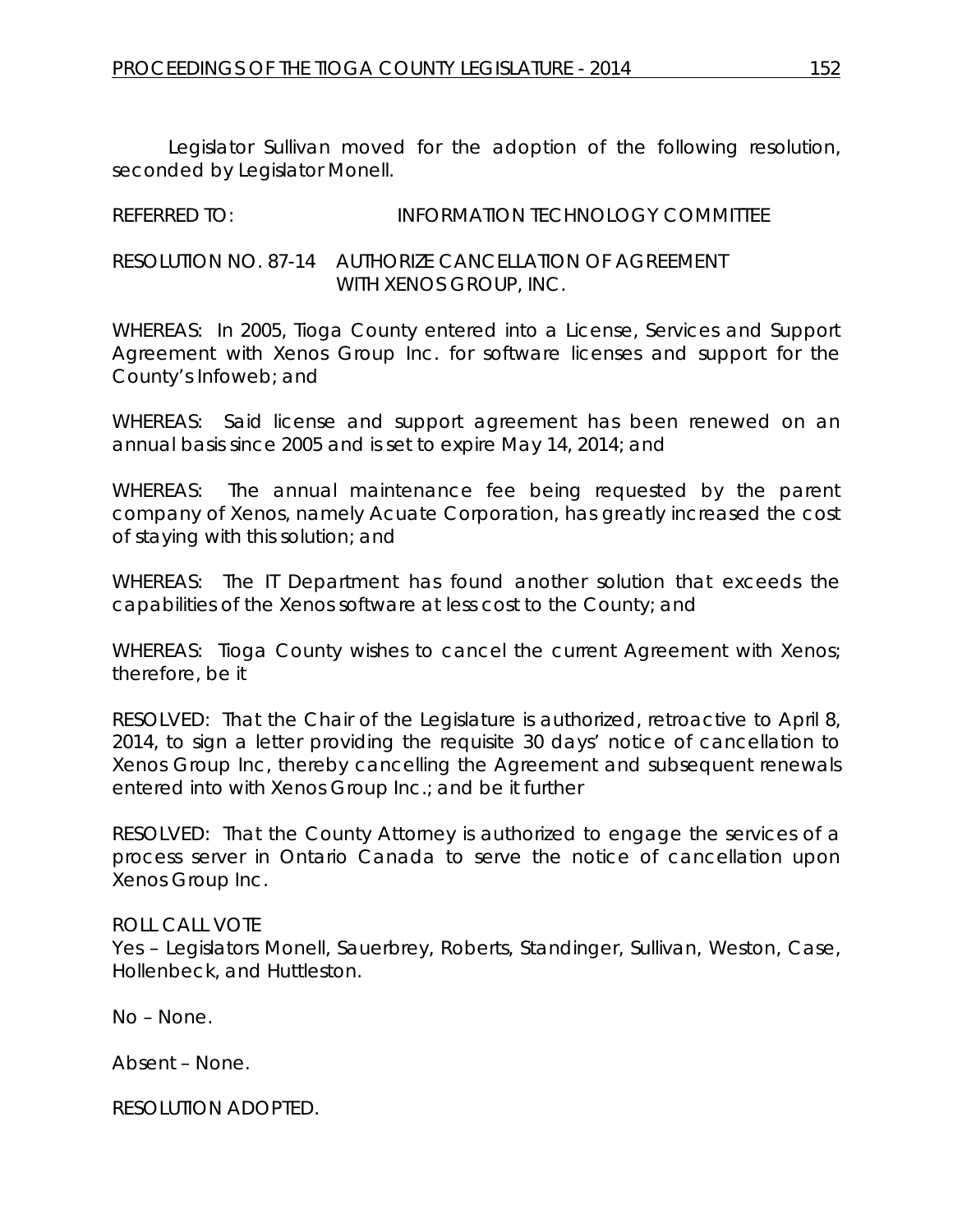Legislator Sullivan moved for the adoption of the following resolution, seconded by Legislator Monell.

REFERRED TO: INFORMATION TECHNOLOGY COMMITTEE

RESOLUTION NO. 87-14 AUTHORIZE CANCELLATION OF AGREEMENT WITH XENOS GROUP, INC.

WHEREAS: In 2005, Tioga County entered into a License, Services and Support Agreement with Xenos Group Inc. for software licenses and support for the County's Infoweb; and

WHEREAS: Said license and support agreement has been renewed on an annual basis since 2005 and is set to expire May 14, 2014; and

WHEREAS: The annual maintenance fee being requested by the parent company of Xenos, namely Acuate Corporation, has greatly increased the cost of staying with this solution; and

WHEREAS: The IT Department has found another solution that exceeds the capabilities of the Xenos software at less cost to the County; and

WHEREAS: Tioga County wishes to cancel the current Agreement with Xenos; therefore, be it

RESOLVED: That the Chair of the Legislature is authorized, retroactive to April 8, 2014, to sign a letter providing the requisite 30 days' notice of cancellation to Xenos Group Inc, thereby cancelling the Agreement and subsequent renewals entered into with Xenos Group Inc.; and be it further

RESOLVED: That the County Attorney is authorized to engage the services of a process server in Ontario Canada to serve the notice of cancellation upon Xenos Group Inc.

ROLL CALL VOTE
Yes – Legislators Monell, Sauerbrey, Roberts, Standinger, Sullivan, Weston, Case, Hollenbeck, and Huttleston.

No – None.

Absent – None.

RESOLUTION ADOPTED.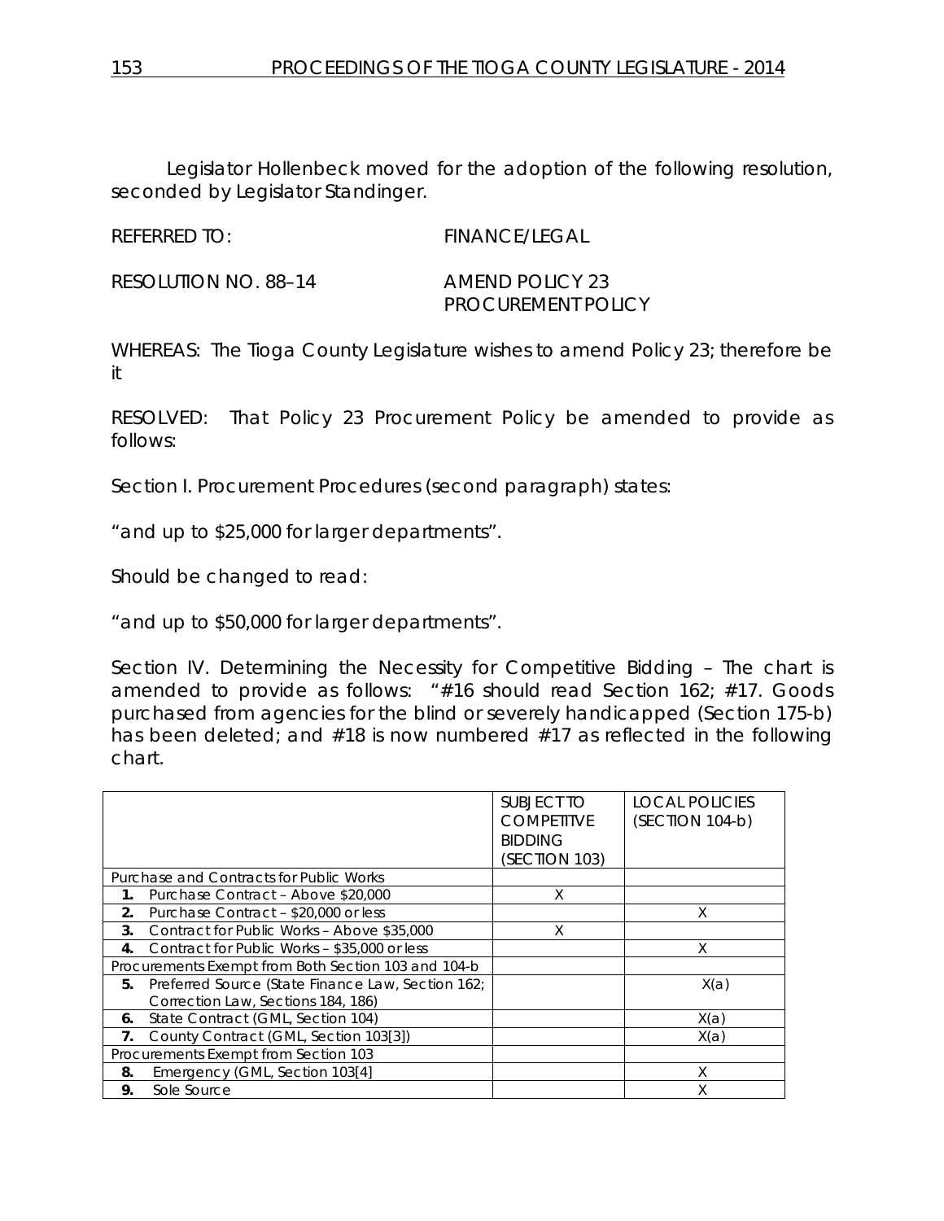Legislator Hollenbeck moved for the adoption of the following resolution, seconded by Legislator Standinger.

REFERRED TO: FINANCE/LEGAL

RESOLUTION NO. 88–14 AMEND POLICY 23 PROCUREMENT POLICY

WHEREAS: The Tioga County Legislature wishes to amend Policy 23; therefore be it

RESOLVED: That Policy 23 Procurement Policy be amended to provide as follows:

Section I. Procurement Procedures (second paragraph) states:

"and up to $25,000 for larger departments".

Should be changed to read:

"and up to $50,000 for larger departments".

Section IV. Determining the Necessity for Competitive Bidding – The chart is amended to provide as follows: "#16 should read Section 162; #17. Goods purchased from agencies for the blind or severely handicapped (Section 175-b) has been deleted; and #18 is now numbered #17 as reflected in the following chart.

| | SUBJECT TO COMPETITIVE BIDDING (SECTION 103) | LOCAL POLICIES (SECTION 104-b) |
|---|---|---|
| Purchase and Contracts for Public Works | | |
| **1.** Purchase Contract – Above $20,000 | X | |
| **2.** Purchase Contract – $20,000 or less | | X |
| **3.** Contract for Public Works – Above $35,000 | X | |
| **4.** Contract for Public Works – $35,000 or less | | X |
| Procurements Exempt from Both Section 103 and 104-b | | |
| **5.** Preferred Source (State Finance Law, Section 162; Correction Law, Sections 184, 186) | | X(a) |
| **6.** State Contract (GML, Section 104) | | X(a) |
| **7.** County Contract (GML, Section 103[3]) | | X(a) |
| Procurements Exempt from Section 103 | | |
| **8.** Emergency (GML, Section 103[4] | | X |
| **9.** Sole Source | | X |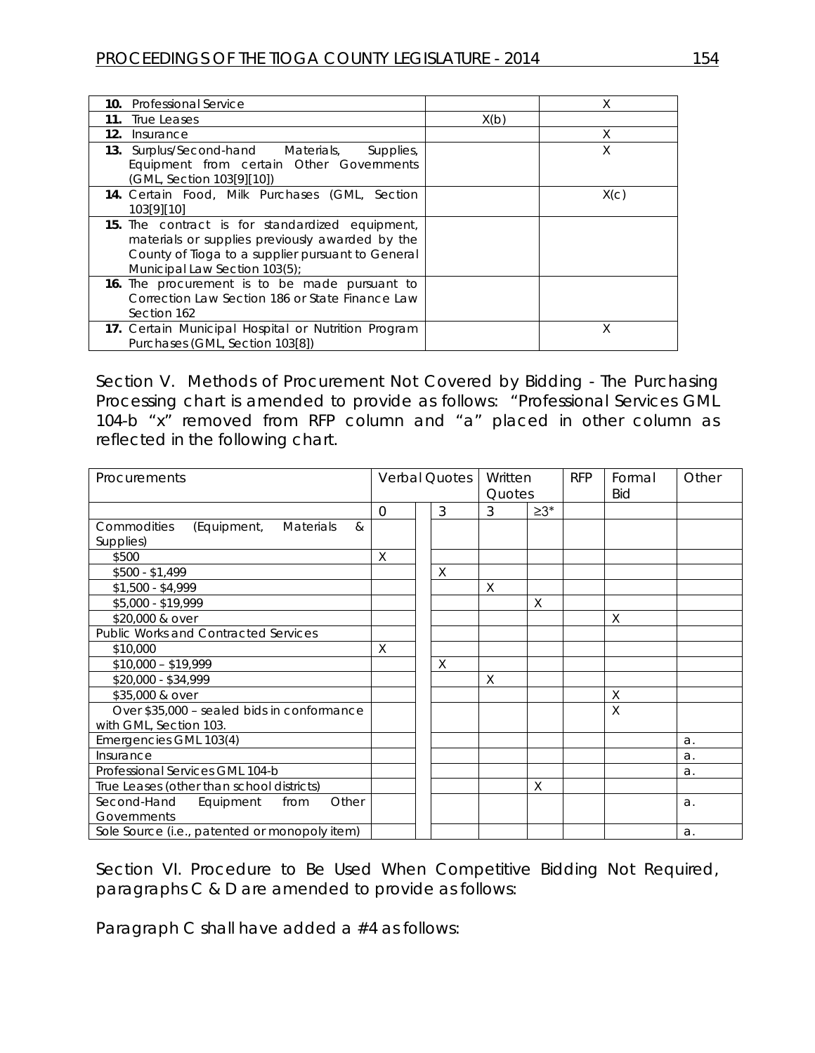| | | |
|---|---|---|
| **10.** Professional Service | | X |
| **11.** True Leases | X(b) | |
| **12.** Insurance | | X |
| **13.** Surplus/Second-hand Materials, Supplies, Equipment from certain Other Governments (GML, Section 103[9][10]) | | X |
| **14.** Certain Food, Milk Purchases (GML, Section 103[9][10] | | X(c) |
| **15.** The contract is for standardized equipment, materials or supplies previously awarded by the County of Tioga to a supplier pursuant to General Municipal Law Section 103(5); | | |
| **16.** The procurement is to be made pursuant to Correction Law Section 186 or State Finance Law Section 162 | | |
| **17.** Certain Municipal Hospital or Nutrition Program Purchases (GML, Section 103[8]) | | X |

Section V. Methods of Procurement Not Covered by Bidding - The Purchasing Processing chart is amended to provide as follows: "Professional Services GML 104-b "x" removed from RFP column and "a" placed in other column as reflected in the following chart.

| Procurements | Verbal Quotes | | | Written Quotes | | RFP | Formal Bid | Other |
|---|---|---|---|---|---|---|---|---|
| | 0 | | 3 | 3 | ≥3* | | | |
| Commodities (Equipment, Materials & Supplies) | | | | | | | | |
| $500 | X | | | | | | | |
| $500 - $1,499 | | | X | | | | | |
| $1,500 - $4,999 | | | | X | | | | |
| $5,000 - $19,999 | | | | | X | | | |
| $20,000 & over | | | | | | | X | |
| Public Works and Contracted Services | | | | | | | | |
| $10,000 | X | | | | | | | |
| $10,000 – $19,999 | | | X | | | | | |
| $20,000 - $34,999 | | | | X | | | | |
| $35,000 & over | | | | | | | X | |
| Over $35,000 – sealed bids in conformance with GML, Section 103. | | | | | | | X | |
| Emergencies GML 103(4) | | | | | | | | a. |
| Insurance | | | | | | | | a. |
| Professional Services GML 104-b | | | | | | | | a. |
| True Leases (other than school districts) | | | | | X | | | |
| Second-Hand Equipment from Other Governments | | | | | | | | a. |
| Sole Source (i.e., patented or monopoly item) | | | | | | | | a. |

Section VI. Procedure to Be Used When Competitive Bidding Not Required, paragraphs C & D are amended to provide as follows:

Paragraph C shall have added a #4 as follows: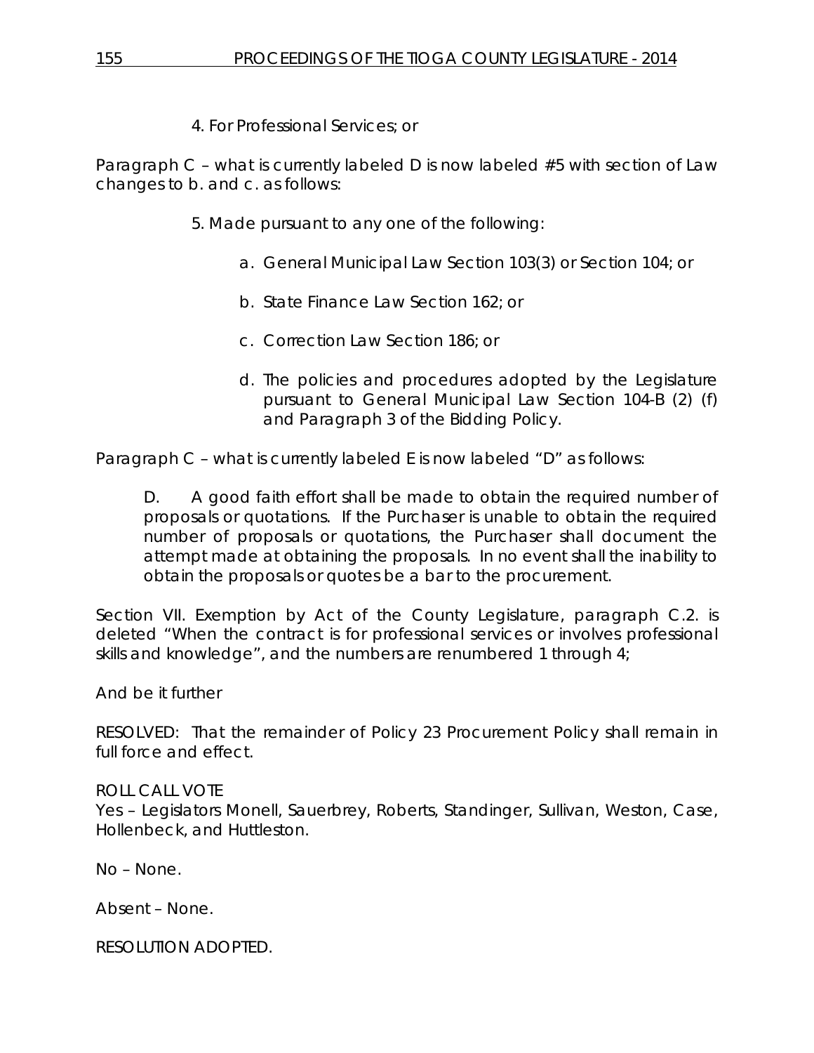4. For Professional Services; or

Paragraph C – what is currently labeled D is now labeled #5 with section of Law changes to b. and c. as follows:

5. Made pursuant to any one of the following:

   a. General Municipal Law Section 103(3) or Section 104; or

   b. State Finance Law Section 162; or

   c. Correction Law Section 186; or

   d. The policies and procedures adopted by the Legislature pursuant to General Municipal Law Section 104-B (2) (f) and Paragraph 3 of the Bidding Policy.

Paragraph C – what is currently labeled E is now labeled "D" as follows:

> D. A good faith effort shall be made to obtain the required number of proposals or quotations. If the Purchaser is unable to obtain the required number of proposals or quotations, the Purchaser shall document the attempt made at obtaining the proposals. In no event shall the inability to obtain the proposals or quotes be a bar to the procurement.

Section VII. Exemption by Act of the County Legislature, paragraph C.2. is deleted "When the contract is for professional services or involves professional skills and knowledge", and the numbers are renumbered 1 through 4;

And be it further

RESOLVED: That the remainder of Policy 23 Procurement Policy shall remain in full force and effect.

ROLL CALL VOTE
Yes – Legislators Monell, Sauerbrey, Roberts, Standinger, Sullivan, Weston, Case, Hollenbeck, and Huttleston.

No – None.

Absent – None.

RESOLUTION ADOPTED.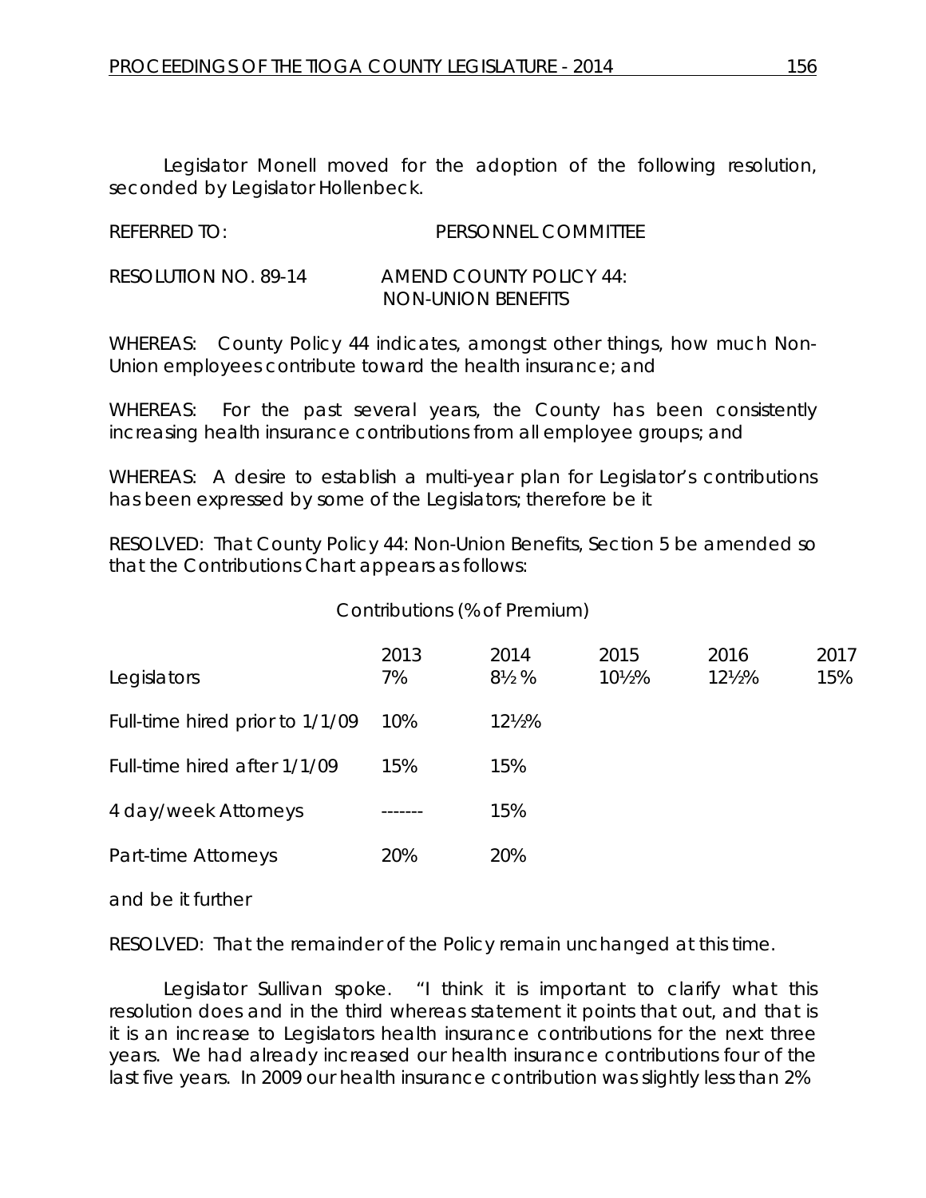Legislator Monell moved for the adoption of the following resolution, seconded by Legislator Hollenbeck.

REFERRED TO: PERSONNEL COMMITTEE

RESOLUTION NO. 89-14 AMEND COUNTY POLICY 44: NON-UNION BENEFITS

WHEREAS: County Policy 44 indicates, amongst other things, how much Non-Union employees contribute toward the health insurance; and

WHEREAS: For the past several years, the County has been consistently increasing health insurance contributions from all employee groups; and

WHEREAS: A desire to establish a multi-year plan for Legislator's contributions has been expressed by some of the Legislators; therefore be it

RESOLVED: That County Policy 44: Non-Union Benefits, Section 5 be amended so that the Contributions Chart appears as follows:

Contributions (% of Premium)

| | 2013 | 2014 | 2015 | 2016 | 2017 |
|---|---|---|---|---|---|
| Legislators | 7% | 8½ % | 10½% | 12½% | 15% |
| Full-time hired prior to 1/1/09 | 10% | 12½% | | | |
| Full-time hired after 1/1/09 | 15% | 15% | | | |
| 4 day/week Attorneys | ------- | 15% | | | |
| Part-time Attorneys | 20% | 20% | | | |

and be it further

RESOLVED: That the remainder of the Policy remain unchanged at this time.

Legislator Sullivan spoke. "I think it is important to clarify what this resolution does and in the third whereas statement it points that out, and that is it is an increase to Legislators health insurance contributions for the next three years. We had already increased our health insurance contributions four of the last five years. In 2009 our health insurance contribution was slightly less than 2%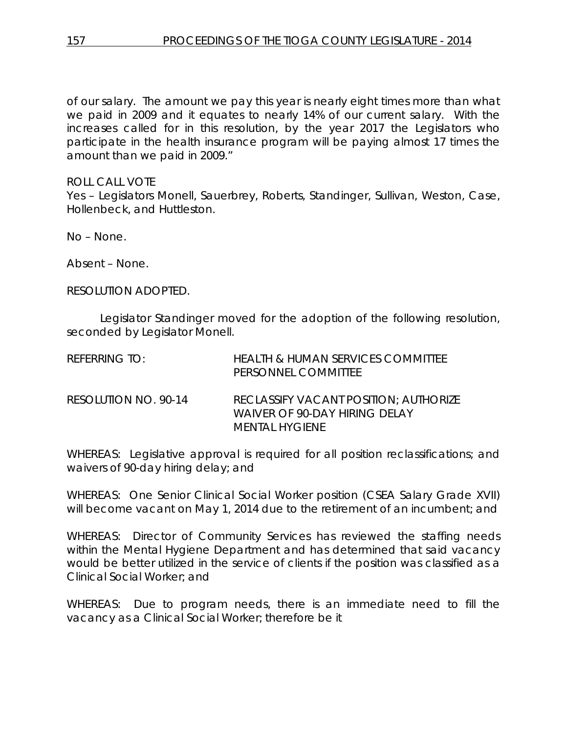of our salary. The amount we pay this year is nearly eight times more than what we paid in 2009 and it equates to nearly 14% of our current salary. With the increases called for in this resolution, by the year 2017 the Legislators who participate in the health insurance program will be paying almost 17 times the amount than we paid in 2009."

ROLL CALL VOTE
Yes – Legislators Monell, Sauerbrey, Roberts, Standinger, Sullivan, Weston, Case, Hollenbeck, and Huttleston.

No – None.

Absent – None.

RESOLUTION ADOPTED.

Legislator Standinger moved for the adoption of the following resolution, seconded by Legislator Monell.

REFERRING TO: HEALTH & HUMAN SERVICES COMMITTEE
PERSONNEL COMMITTEE

RESOLUTION NO. 90-14 RECLASSIFY VACANT POSITION; AUTHORIZE WAIVER OF 90-DAY HIRING DELAY
MENTAL HYGIENE

WHEREAS: Legislative approval is required for all position reclassifications; and waivers of 90-day hiring delay; and

WHEREAS: One Senior Clinical Social Worker position (CSEA Salary Grade XVII) will become vacant on May 1, 2014 due to the retirement of an incumbent; and

WHEREAS: Director of Community Services has reviewed the staffing needs within the Mental Hygiene Department and has determined that said vacancy would be better utilized in the service of clients if the position was classified as a Clinical Social Worker; and

WHEREAS: Due to program needs, there is an immediate need to fill the vacancy as a Clinical Social Worker; therefore be it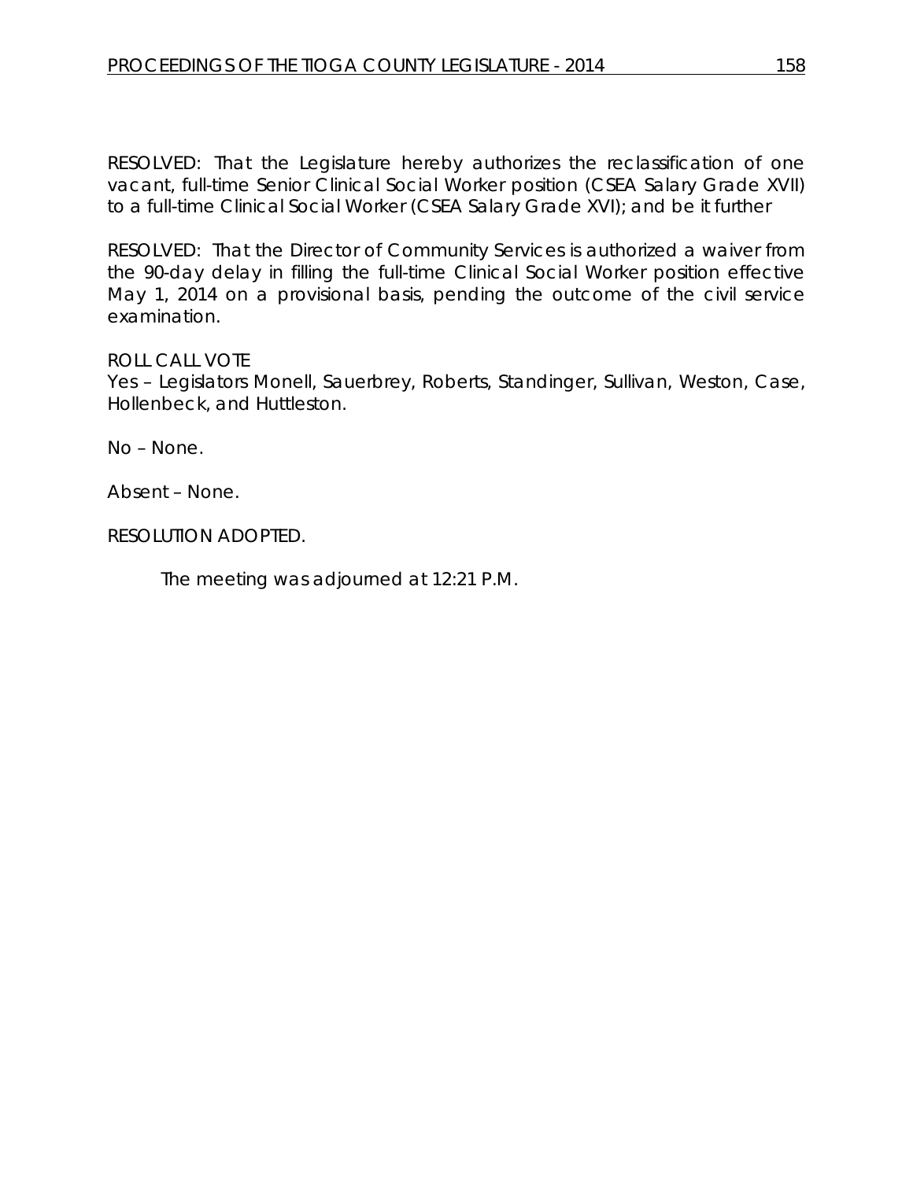RESOLVED: That the Legislature hereby authorizes the reclassification of one vacant, full-time Senior Clinical Social Worker position (CSEA Salary Grade XVII) to a full-time Clinical Social Worker (CSEA Salary Grade XVI); and be it further

RESOLVED: That the Director of Community Services is authorized a waiver from the 90-day delay in filling the full-time Clinical Social Worker position effective May 1, 2014 on a provisional basis, pending the outcome of the civil service examination.

ROLL CALL VOTE
Yes – Legislators Monell, Sauerbrey, Roberts, Standinger, Sullivan, Weston, Case, Hollenbeck, and Huttleston.

No – None.

Absent – None.

RESOLUTION ADOPTED.

The meeting was adjourned at 12:21 P.M.